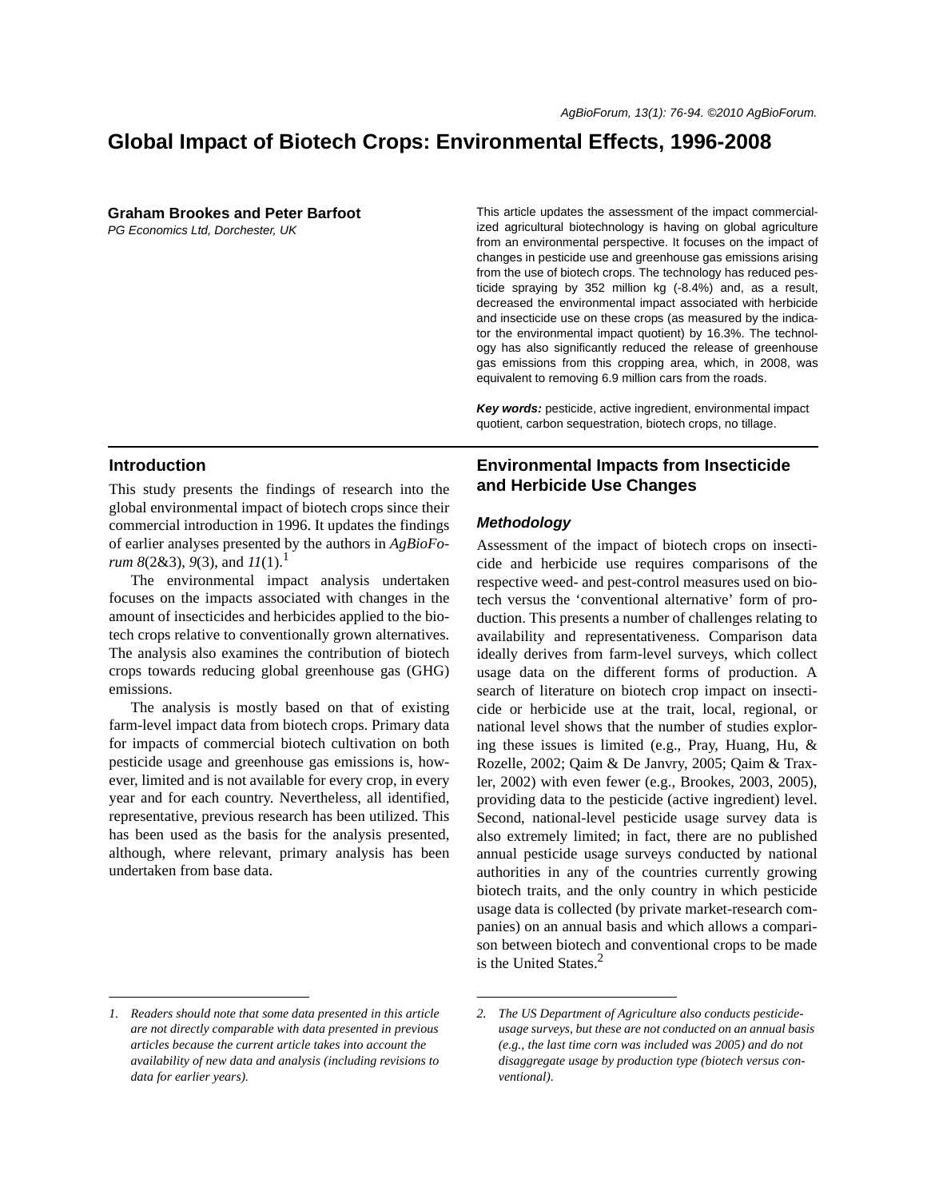# Global Impact of Biotech Crops: Environmental Effects, 1996-2008

**Graham Brookes and Peter Barfoot**
*PG Economics Ltd, Dorchester, UK*

This article updates the assessment of the impact commercialized agricultural biotechnology is having on global agriculture from an environmental perspective. It focuses on the impact of changes in pesticide use and greenhouse gas emissions arising from the use of biotech crops. The technology has reduced pesticide spraying by 352 million kg (-8.4%) and, as a result, decreased the environmental impact associated with herbicide and insecticide use on these crops (as measured by the indicator the environmental impact quotient) by 16.3%. The technology has also significantly reduced the release of greenhouse gas emissions from this cropping area, which, in 2008, was equivalent to removing 6.9 million cars from the roads.

***Key words:*** pesticide, active ingredient, environmental impact quotient, carbon sequestration, biotech crops, no tillage.

## Introduction

This study presents the findings of research into the global environmental impact of biotech crops since their commercial introduction in 1996. It updates the findings of earlier analyses presented by the authors in *AgBioForum 8*(2&3), *9*(3), and *11*(1).[1]

The environmental impact analysis undertaken focuses on the impacts associated with changes in the amount of insecticides and herbicides applied to the biotech crops relative to conventionally grown alternatives. The analysis also examines the contribution of biotech crops towards reducing global greenhouse gas (GHG) emissions.

The analysis is mostly based on that of existing farm-level impact data from biotech crops. Primary data for impacts of commercial biotech cultivation on both pesticide usage and greenhouse gas emissions is, however, limited and is not available for every crop, in every year and for each country. Nevertheless, all identified, representative, previous research has been utilized. This has been used as the basis for the analysis presented, although, where relevant, primary analysis has been undertaken from base data.

## Environmental Impacts from Insecticide and Herbicide Use Changes

### *Methodology*

Assessment of the impact of biotech crops on insecticide and herbicide use requires comparisons of the respective weed- and pest-control measures used on biotech versus the 'conventional alternative' form of production. This presents a number of challenges relating to availability and representativeness. Comparison data ideally derives from farm-level surveys, which collect usage data on the different forms of production. A search of literature on biotech crop impact on insecticide or herbicide use at the trait, local, regional, or national level shows that the number of studies exploring these issues is limited (e.g., Pray, Huang, Hu, & Rozelle, 2002; Qaim & De Janvry, 2005; Qaim & Traxler, 2002) with even fewer (e.g., Brookes, 2003, 2005), providing data to the pesticide (active ingredient) level. Second, national-level pesticide usage survey data is also extremely limited; in fact, there are no published annual pesticide usage surveys conducted by national authorities in any of the countries currently growing biotech traits, and the only country in which pesticide usage data is collected (by private market-research companies) on an annual basis and which allows a comparison between biotech and conventional crops to be made is the United States.[2]

*1. Readers should note that some data presented in this article are not directly comparable with data presented in previous articles because the current article takes into account the availability of new data and analysis (including revisions to data for earlier years).*

*2. The US Department of Agriculture also conducts pesticide-usage surveys, but these are not conducted on an annual basis (e.g., the last time corn was included was 2005) and do not disaggregate usage by production type (biotech versus conventional).*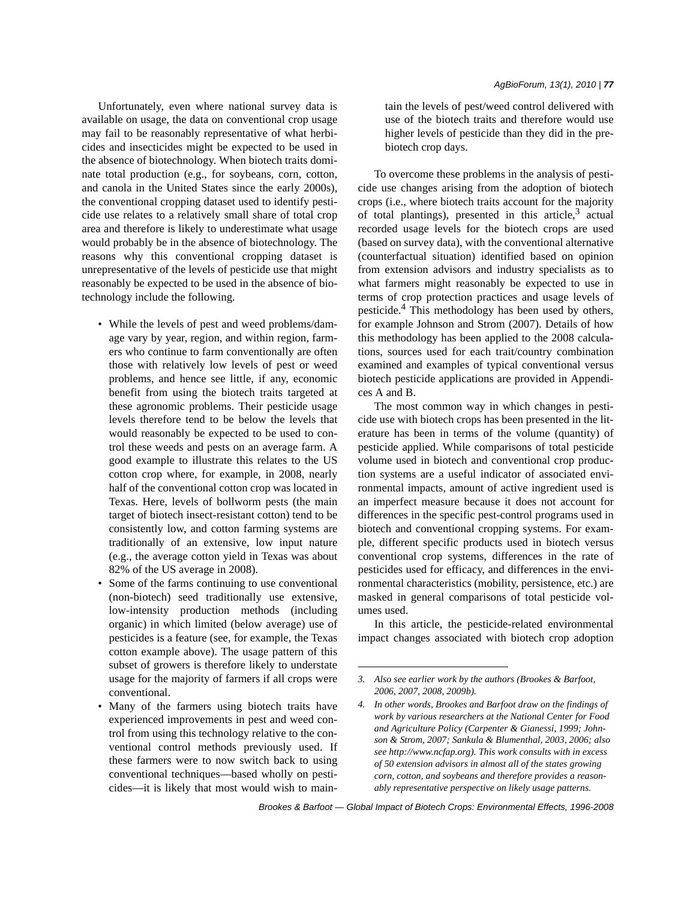Unfortunately, even where national survey data is available on usage, the data on conventional crop usage may fail to be reasonably representative of what herbicides and insecticides might be expected to be used in the absence of biotechnology. When biotech traits dominate total production (e.g., for soybeans, corn, cotton, and canola in the United States since the early 2000s), the conventional cropping dataset used to identify pesticide use relates to a relatively small share of total crop area and therefore is likely to underestimate what usage would probably be in the absence of biotechnology. The reasons why this conventional cropping dataset is unrepresentative of the levels of pesticide use that might reasonably be expected to be used in the absence of biotechnology include the following.

- While the levels of pest and weed problems/damage vary by year, region, and within region, farmers who continue to farm conventionally are often those with relatively low levels of pest or weed problems, and hence see little, if any, economic benefit from using the biotech traits targeted at these agronomic problems. Their pesticide usage levels therefore tend to be below the levels that would reasonably be expected to be used to control these weeds and pests on an average farm. A good example to illustrate this relates to the US cotton crop where, for example, in 2008, nearly half of the conventional cotton crop was located in Texas. Here, levels of bollworm pests (the main target of biotech insect-resistant cotton) tend to be consistently low, and cotton farming systems are traditionally of an extensive, low input nature (e.g., the average cotton yield in Texas was about 82% of the US average in 2008).
- Some of the farms continuing to use conventional (non-biotech) seed traditionally use extensive, low-intensity production methods (including organic) in which limited (below average) use of pesticides is a feature (see, for example, the Texas cotton example above). The usage pattern of this subset of growers is therefore likely to understate usage for the majority of farmers if all crops were conventional.
- Many of the farmers using biotech traits have experienced improvements in pest and weed control from using this technology relative to the conventional control methods previously used. If these farmers were to now switch back to using conventional techniques—based wholly on pesticides—it is likely that most would wish to maintain the levels of pest/weed control delivered with use of the biotech traits and therefore would use higher levels of pesticide than they did in the pre-biotech crop days.

To overcome these problems in the analysis of pesticide use changes arising from the adoption of biotech crops (i.e., where biotech traits account for the majority of total plantings), presented in this article,[3] actual recorded usage levels for the biotech crops are used (based on survey data), with the conventional alternative (counterfactual situation) identified based on opinion from extension advisors and industry specialists as to what farmers might reasonably be expected to use in terms of crop protection practices and usage levels of pesticide.[4] This methodology has been used by others, for example Johnson and Strom (2007). Details of how this methodology has been applied to the 2008 calculations, sources used for each trait/country combination examined and examples of typical conventional versus biotech pesticide applications are provided in Appendices A and B.

The most common way in which changes in pesticide use with biotech crops has been presented in the literature has been in terms of the volume (quantity) of pesticide applied. While comparisons of total pesticide volume used in biotech and conventional crop production systems are a useful indicator of associated environmental impacts, amount of active ingredient used is an imperfect measure because it does not account for differences in the specific pest-control programs used in biotech and conventional cropping systems. For example, different specific products used in biotech versus conventional crop systems, differences in the rate of pesticides used for efficacy, and differences in the environmental characteristics (mobility, persistence, etc.) are masked in general comparisons of total pesticide volumes used.

In this article, the pesticide-related environmental impact changes associated with biotech crop adoption

---

*3. Also see earlier work by the authors (Brookes & Barfoot, 2006, 2007, 2008, 2009b).*

*4. In other words, Brookes and Barfoot draw on the findings of work by various researchers at the National Center for Food and Agriculture Policy (Carpenter & Gianessi, 1999; Johnson & Strom, 2007; Sankula & Blumenthal, 2003, 2006; also see http://www.ncfap.org). This work consults with in excess of 50 extension advisors in almost all of the states growing corn, cotton, and soybeans and therefore provides a reasonably representative perspective on likely usage patterns.*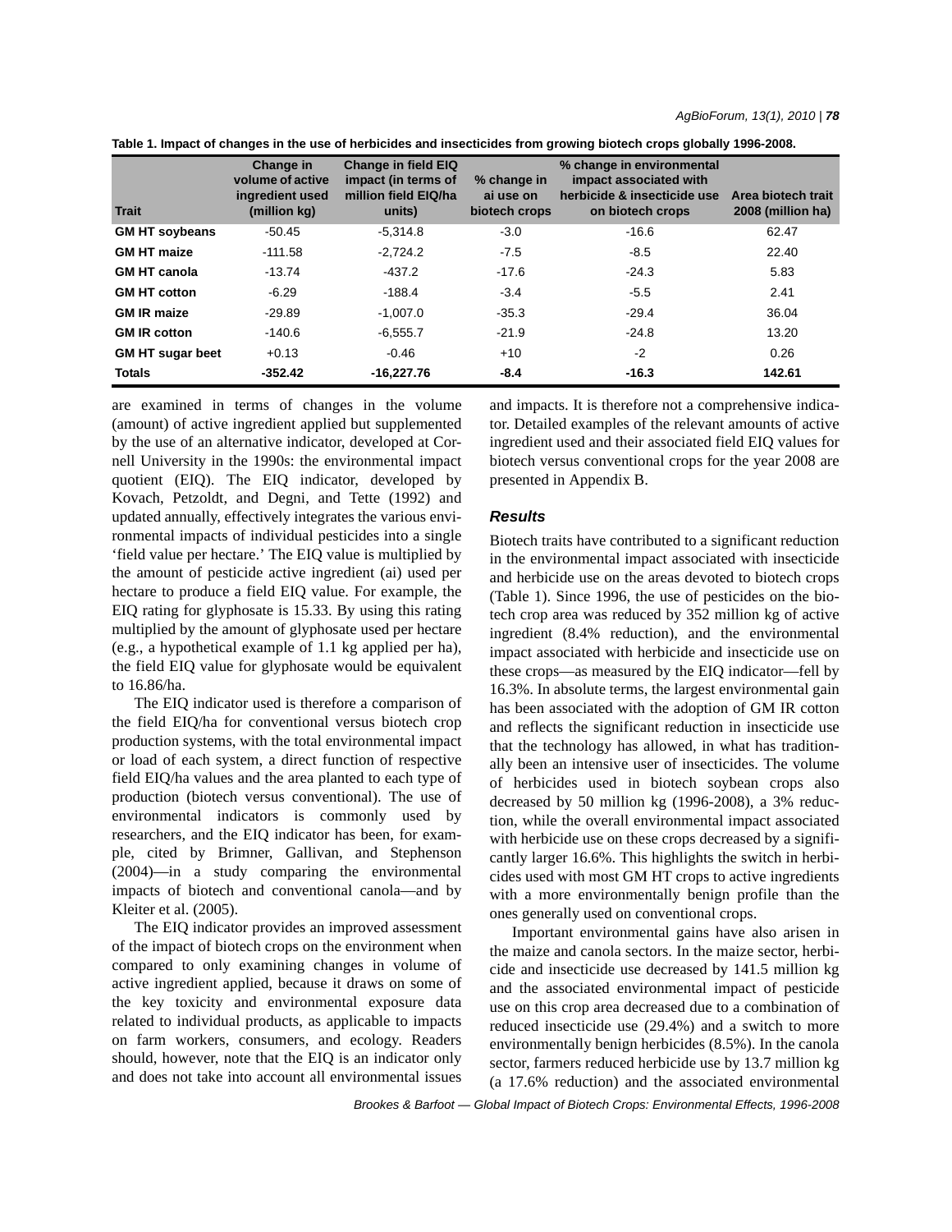**Table 1. Impact of changes in the use of herbicides and insecticides from growing biotech crops globally 1996-2008.**

| Trait | Change in volume of active ingredient used (million kg) | Change in field EIQ impact (in terms of million field EIQ/ha units) | % change in ai use on biotech crops | % change in environmental impact associated with herbicide & insecticide use on biotech crops | Area biotech trait 2008 (million ha) |
|---|---|---|---|---|---|
| **GM HT soybeans** | -50.45 | -5,314.8 | -3.0 | -16.6 | 62.47 |
| **GM HT maize** | -111.58 | -2,724.2 | -7.5 | -8.5 | 22.40 |
| **GM HT canola** | -13.74 | -437.2 | -17.6 | -24.3 | 5.83 |
| **GM HT cotton** | -6.29 | -188.4 | -3.4 | -5.5 | 2.41 |
| **GM IR maize** | -29.89 | -1,007.0 | -35.3 | -29.4 | 36.04 |
| **GM IR cotton** | -140.6 | -6,555.7 | -21.9 | -24.8 | 13.20 |
| **GM HT sugar beet** | +0.13 | -0.46 | +10 | -2 | 0.26 |
| **Totals** | **-352.42** | **-16,227.76** | **-8.4** | **-16.3** | **142.61** |

are examined in terms of changes in the volume (amount) of active ingredient applied but supplemented by the use of an alternative indicator, developed at Cornell University in the 1990s: the environmental impact quotient (EIQ). The EIQ indicator, developed by Kovach, Petzoldt, and Degni, and Tette (1992) and updated annually, effectively integrates the various environmental impacts of individual pesticides into a single 'field value per hectare.' The EIQ value is multiplied by the amount of pesticide active ingredient (ai) used per hectare to produce a field EIQ value. For example, the EIQ rating for glyphosate is 15.33. By using this rating multiplied by the amount of glyphosate used per hectare (e.g., a hypothetical example of 1.1 kg applied per ha), the field EIQ value for glyphosate would be equivalent to 16.86/ha.

The EIQ indicator used is therefore a comparison of the field EIQ/ha for conventional versus biotech crop production systems, with the total environmental impact or load of each system, a direct function of respective field EIQ/ha values and the area planted to each type of production (biotech versus conventional). The use of environmental indicators is commonly used by researchers, and the EIQ indicator has been, for example, cited by Brimner, Gallivan, and Stephenson (2004)—in a study comparing the environmental impacts of biotech and conventional canola—and by Kleiter et al. (2005).

The EIQ indicator provides an improved assessment of the impact of biotech crops on the environment when compared to only examining changes in volume of active ingredient applied, because it draws on some of the key toxicity and environmental exposure data related to individual products, as applicable to impacts on farm workers, consumers, and ecology. Readers should, however, note that the EIQ is an indicator only and does not take into account all environmental issues and impacts. It is therefore not a comprehensive indicator. Detailed examples of the relevant amounts of active ingredient used and their associated field EIQ values for biotech versus conventional crops for the year 2008 are presented in Appendix B.

## *Results*

Biotech traits have contributed to a significant reduction in the environmental impact associated with insecticide and herbicide use on the areas devoted to biotech crops (Table 1). Since 1996, the use of pesticides on the biotech crop area was reduced by 352 million kg of active ingredient (8.4% reduction), and the environmental impact associated with herbicide and insecticide use on these crops—as measured by the EIQ indicator—fell by 16.3%. In absolute terms, the largest environmental gain has been associated with the adoption of GM IR cotton and reflects the significant reduction in insecticide use that the technology has allowed, in what has traditionally been an intensive user of insecticides. The volume of herbicides used in biotech soybean crops also decreased by 50 million kg (1996-2008), a 3% reduction, while the overall environmental impact associated with herbicide use on these crops decreased by a significantly larger 16.6%. This highlights the switch in herbicides used with most GM HT crops to active ingredients with a more environmentally benign profile than the ones generally used on conventional crops.

Important environmental gains have also arisen in the maize and canola sectors. In the maize sector, herbicide and insecticide use decreased by 141.5 million kg and the associated environmental impact of pesticide use on this crop area decreased due to a combination of reduced insecticide use (29.4%) and a switch to more environmentally benign herbicides (8.5%). In the canola sector, farmers reduced herbicide use by 13.7 million kg (a 17.6% reduction) and the associated environmental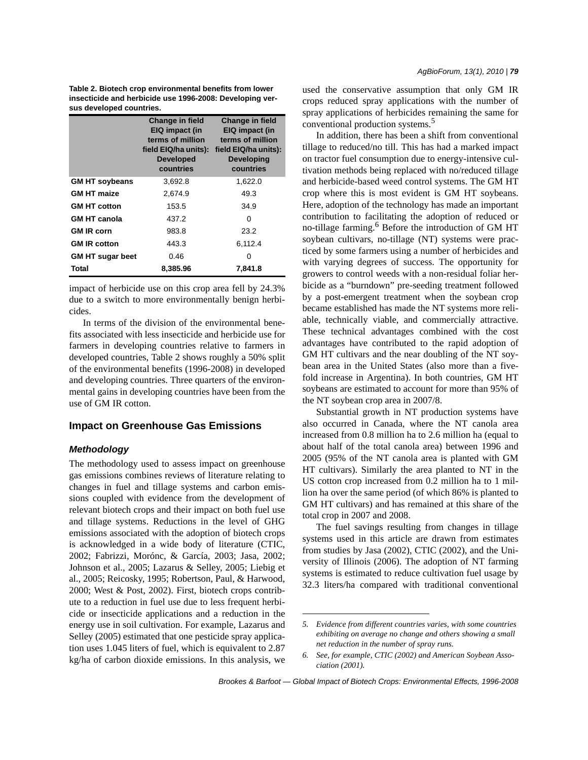**Table 2. Biotech crop environmental benefits from lower insecticide and herbicide use 1996-2008: Developing versus developed countries.**

| | Change in field EIQ impact (in terms of million field EIQ/ha units): Developed countries | Change in field EIQ impact (in terms of million field EIQ/ha units): Developing countries |
|---|---|---|
| **GM HT soybeans** | 3,692.8 | 1,622.0 |
| **GM HT maize** | 2,674.9 | 49.3 |
| **GM HT cotton** | 153.5 | 34.9 |
| **GM HT canola** | 437.2 | 0 |
| **GM IR corn** | 983.8 | 23.2 |
| **GM IR cotton** | 443.3 | 6,112.4 |
| **GM HT sugar beet** | 0.46 | 0 |
| **Total** | **8,385.96** | **7,841.8** |

impact of herbicide use on this crop area fell by 24.3% due to a switch to more environmentally benign herbicides.

In terms of the division of the environmental benefits associated with less insecticide and herbicide use for farmers in developing countries relative to farmers in developed countries, Table 2 shows roughly a 50% split of the environmental benefits (1996-2008) in developed and developing countries. Three quarters of the environmental gains in developing countries have been from the use of GM IR cotton.

## Impact on Greenhouse Gas Emissions

### *Methodology*

The methodology used to assess impact on greenhouse gas emissions combines reviews of literature relating to changes in fuel and tillage systems and carbon emissions coupled with evidence from the development of relevant biotech crops and their impact on both fuel use and tillage systems. Reductions in the level of GHG emissions associated with the adoption of biotech crops is acknowledged in a wide body of literature (CTIC, 2002; Fabrizzi, Morónc, & García, 2003; Jasa, 2002; Johnson et al., 2005; Lazarus & Selley, 2005; Liebig et al., 2005; Reicosky, 1995; Robertson, Paul, & Harwood, 2000; West & Post, 2002). First, biotech crops contribute to a reduction in fuel use due to less frequent herbicide or insecticide applications and a reduction in the energy use in soil cultivation. For example, Lazarus and Selley (2005) estimated that one pesticide spray application uses 1.045 liters of fuel, which is equivalent to 2.87 kg/ha of carbon dioxide emissions. In this analysis, we used the conservative assumption that only GM IR crops reduced spray applications with the number of spray applications of herbicides remaining the same for conventional production systems.[5]

In addition, there has been a shift from conventional tillage to reduced/no till. This has had a marked impact on tractor fuel consumption due to energy-intensive cultivation methods being replaced with no/reduced tillage and herbicide-based weed control systems. The GM HT crop where this is most evident is GM HT soybeans. Here, adoption of the technology has made an important contribution to facilitating the adoption of reduced or no-tillage farming.[6] Before the introduction of GM HT soybean cultivars, no-tillage (NT) systems were practiced by some farmers using a number of herbicides and with varying degrees of success. The opportunity for growers to control weeds with a non-residual foliar herbicide as a "burndown" pre-seeding treatment followed by a post-emergent treatment when the soybean crop became established has made the NT systems more reliable, technically viable, and commercially attractive. These technical advantages combined with the cost advantages have contributed to the rapid adoption of GM HT cultivars and the near doubling of the NT soybean area in the United States (also more than a five-fold increase in Argentina). In both countries, GM HT soybeans are estimated to account for more than 95% of the NT soybean crop area in 2007/8.

Substantial growth in NT production systems have also occurred in Canada, where the NT canola area increased from 0.8 million ha to 2.6 million ha (equal to about half of the total canola area) between 1996 and 2005 (95% of the NT canola area is planted with GM HT cultivars). Similarly the area planted to NT in the US cotton crop increased from 0.2 million ha to 1 million ha over the same period (of which 86% is planted to GM HT cultivars) and has remained at this share of the total crop in 2007 and 2008.

The fuel savings resulting from changes in tillage systems used in this article are drawn from estimates from studies by Jasa (2002), CTIC (2002), and the University of Illinois (2006). The adoption of NT farming systems is estimated to reduce cultivation fuel usage by 32.3 liters/ha compared with traditional conventional

---

*5. Evidence from different countries varies, with some countries exhibiting on average no change and others showing a small net reduction in the number of spray runs.*

*6. See, for example, CTIC (2002) and American Soybean Association (2001).*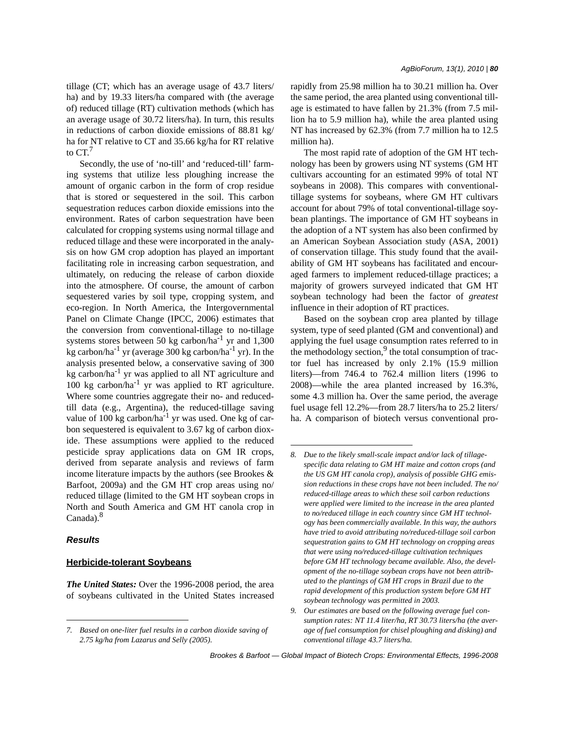tillage (CT; which has an average usage of 43.7 liters/ha) and by 19.33 liters/ha compared with (the average of) reduced tillage (RT) cultivation methods (which has an average usage of 30.72 liters/ha). In turn, this results in reductions of carbon dioxide emissions of 88.81 kg/ha for NT relative to CT and 35.66 kg/ha for RT relative to CT.[7]

Secondly, the use of 'no-till' and 'reduced-till' farming systems that utilize less ploughing increase the amount of organic carbon in the form of crop residue that is stored or sequestered in the soil. This carbon sequestration reduces carbon dioxide emissions into the environment. Rates of carbon sequestration have been calculated for cropping systems using normal tillage and reduced tillage and these were incorporated in the analysis on how GM crop adoption has played an important facilitating role in increasing carbon sequestration, and ultimately, on reducing the release of carbon dioxide into the atmosphere. Of course, the amount of carbon sequestered varies by soil type, cropping system, and eco-region. In North America, the Intergovernmental Panel on Climate Change (IPCC, 2006) estimates that the conversion from conventional-tillage to no-tillage systems stores between 50 kg carbon/ha$^{-1}$ yr and 1,300 kg carbon/ha$^{-1}$ yr (average 300 kg carbon/ha$^{-1}$ yr). In the analysis presented below, a conservative saving of 300 kg carbon/ha$^{-1}$ yr was applied to all NT agriculture and 100 kg carbon/ha$^{-1}$ yr was applied to RT agriculture. Where some countries aggregate their no- and reduced-till data (e.g., Argentina), the reduced-tillage saving value of 100 kg carbon/ha$^{-1}$ yr was used. One kg of carbon sequestered is equivalent to 3.67 kg of carbon dioxide. These assumptions were applied to the reduced pesticide spray applications data on GM IR crops, derived from separate analysis and reviews of farm income literature impacts by the authors (see Brookes & Barfoot, 2009a) and the GM HT crop areas using no/reduced tillage (limited to the GM HT soybean crops in North and South America and GM HT canola crop in Canada).[8]

## Results

### Herbicide-tolerant Soybeans

***The United States:*** Over the 1996-2008 period, the area of soybeans cultivated in the United States increased rapidly from 25.98 million ha to 30.21 million ha. Over the same period, the area planted using conventional tillage is estimated to have fallen by 21.3% (from 7.5 million ha to 5.9 million ha), while the area planted using NT has increased by 62.3% (from 7.7 million ha to 12.5 million ha).

The most rapid rate of adoption of the GM HT technology has been by growers using NT systems (GM HT cultivars accounting for an estimated 99% of total NT soybeans in 2008). This compares with conventional-tillage systems for soybeans, where GM HT cultivars account for about 79% of total conventional-tillage soybean plantings. The importance of GM HT soybeans in the adoption of a NT system has also been confirmed by an American Soybean Association study (ASA, 2001) of conservation tillage. This study found that the availability of GM HT soybeans has facilitated and encouraged farmers to implement reduced-tillage practices; a majority of growers surveyed indicated that GM HT soybean technology had been the factor of *greatest* influence in their adoption of RT practices.

Based on the soybean crop area planted by tillage system, type of seed planted (GM and conventional) and applying the fuel usage consumption rates referred to in the methodology section,[9] the total consumption of tractor fuel has increased by only 2.1% (15.9 million liters)—from 746.4 to 762.4 million liters (1996 to 2008)—while the area planted increased by 16.3%, some 4.3 million ha. Over the same period, the average fuel usage fell 12.2%—from 28.7 liters/ha to 25.2 liters/ha. A comparison of biotech versus conventional pro-

---

*7. Based on one-liter fuel results in a carbon dioxide saving of 2.75 kg/ha from Lazarus and Selly (2005).*

*8. Due to the likely small-scale impact and/or lack of tillage-specific data relating to GM HT maize and cotton crops (and the US GM HT canola crop), analysis of possible GHG emission reductions in these crops have not been included. The no/reduced-tillage areas to which these soil carbon reductions were applied were limited to the increase in the area planted to no/reduced tillage in each country since GM HT technology has been commercially available. In this way, the authors have tried to avoid attributing no/reduced-tillage soil carbon sequestration gains to GM HT technology on cropping areas that were using no/reduced-tillage cultivation techniques before GM HT technology became available. Also, the development of the no-tillage soybean crops have not been attributed to the plantings of GM HT crops in Brazil due to the rapid development of this production system before GM HT soybean technology was permitted in 2003.*

*9. Our estimates are based on the following average fuel consumption rates: NT 11.4 liter/ha, RT 30.73 liters/ha (the average of fuel consumption for chisel ploughing and disking) and conventional tillage 43.7 liters/ha.*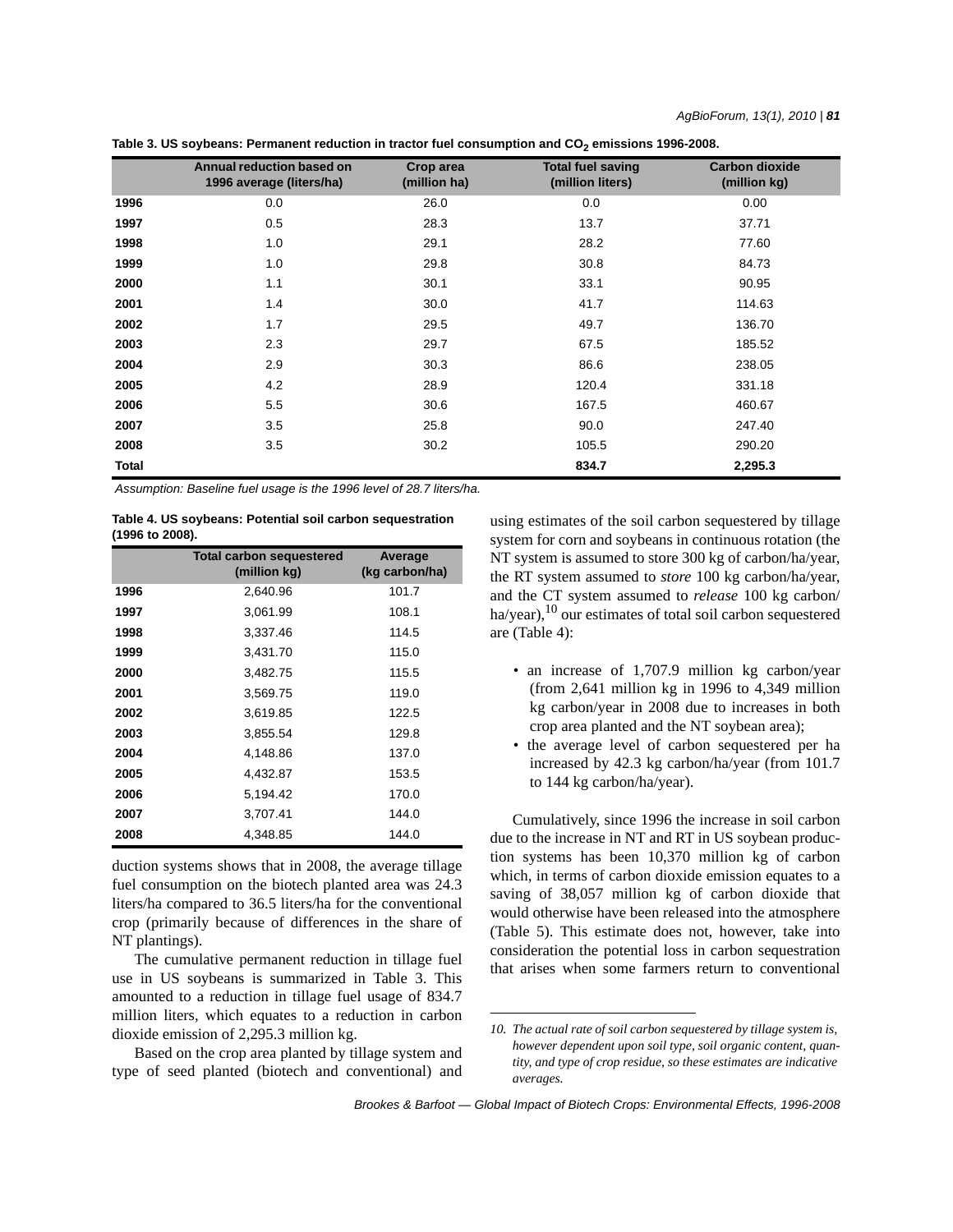Table 3. US soybeans: Permanent reduction in tractor fuel consumption and $CO_2$ emissions 1996-2008.

| | Annual reduction based on 1996 average (liters/ha) | Crop area (million ha) | Total fuel saving (million liters) | Carbon dioxide (million kg) |
|---|---|---|---|---|
| 1996 | 0.0 | 26.0 | 0.0 | 0.00 |
| 1997 | 0.5 | 28.3 | 13.7 | 37.71 |
| 1998 | 1.0 | 29.1 | 28.2 | 77.60 |
| 1999 | 1.0 | 29.8 | 30.8 | 84.73 |
| 2000 | 1.1 | 30.1 | 33.1 | 90.95 |
| 2001 | 1.4 | 30.0 | 41.7 | 114.63 |
| 2002 | 1.7 | 29.5 | 49.7 | 136.70 |
| 2003 | 2.3 | 29.7 | 67.5 | 185.52 |
| 2004 | 2.9 | 30.3 | 86.6 | 238.05 |
| 2005 | 4.2 | 28.9 | 120.4 | 331.18 |
| 2006 | 5.5 | 30.6 | 167.5 | 460.67 |
| 2007 | 3.5 | 25.8 | 90.0 | 247.40 |
| 2008 | 3.5 | 30.2 | 105.5 | 290.20 |
| Total | | | 834.7 | 2,295.3 |

*Assumption: Baseline fuel usage is the 1996 level of 28.7 liters/ha.*

Table 4. US soybeans: Potential soil carbon sequestration (1996 to 2008).

| | Total carbon sequestered (million kg) | Average (kg carbon/ha) |
|---|---|---|
| 1996 | 2,640.96 | 101.7 |
| 1997 | 3,061.99 | 108.1 |
| 1998 | 3,337.46 | 114.5 |
| 1999 | 3,431.70 | 115.0 |
| 2000 | 3,482.75 | 115.5 |
| 2001 | 3,569.75 | 119.0 |
| 2002 | 3,619.85 | 122.5 |
| 2003 | 3,855.54 | 129.8 |
| 2004 | 4,148.86 | 137.0 |
| 2005 | 4,432.87 | 153.5 |
| 2006 | 5,194.42 | 170.0 |
| 2007 | 3,707.41 | 144.0 |
| 2008 | 4,348.85 | 144.0 |

duction systems shows that in 2008, the average tillage fuel consumption on the biotech planted area was 24.3 liters/ha compared to 36.5 liters/ha for the conventional crop (primarily because of differences in the share of NT plantings).

The cumulative permanent reduction in tillage fuel use in US soybeans is summarized in Table 3. This amounted to a reduction in tillage fuel usage of 834.7 million liters, which equates to a reduction in carbon dioxide emission of 2,295.3 million kg.

Based on the crop area planted by tillage system and type of seed planted (biotech and conventional) and using estimates of the soil carbon sequestered by tillage system for corn and soybeans in continuous rotation (the NT system is assumed to store 300 kg of carbon/ha/year, the RT system assumed to *store* 100 kg carbon/ha/year, and the CT system assumed to *release* 100 kg carbon/ha/year),[10] our estimates of total soil carbon sequestered are (Table 4):

- an increase of 1,707.9 million kg carbon/year (from 2,641 million kg in 1996 to 4,349 million kg carbon/year in 2008 due to increases in both crop area planted and the NT soybean area);
- the average level of carbon sequestered per ha increased by 42.3 kg carbon/ha/year (from 101.7 to 144 kg carbon/ha/year).

Cumulatively, since 1996 the increase in soil carbon due to the increase in NT and RT in US soybean production systems has been 10,370 million kg of carbon which, in terms of carbon dioxide emission equates to a saving of 38,057 million kg of carbon dioxide that would otherwise have been released into the atmosphere (Table 5). This estimate does not, however, take into consideration the potential loss in carbon sequestration that arises when some farmers return to conventional

*10. The actual rate of soil carbon sequestered by tillage system is, however dependent upon soil type, soil organic content, quantity, and type of crop residue, so these estimates are indicative averages.*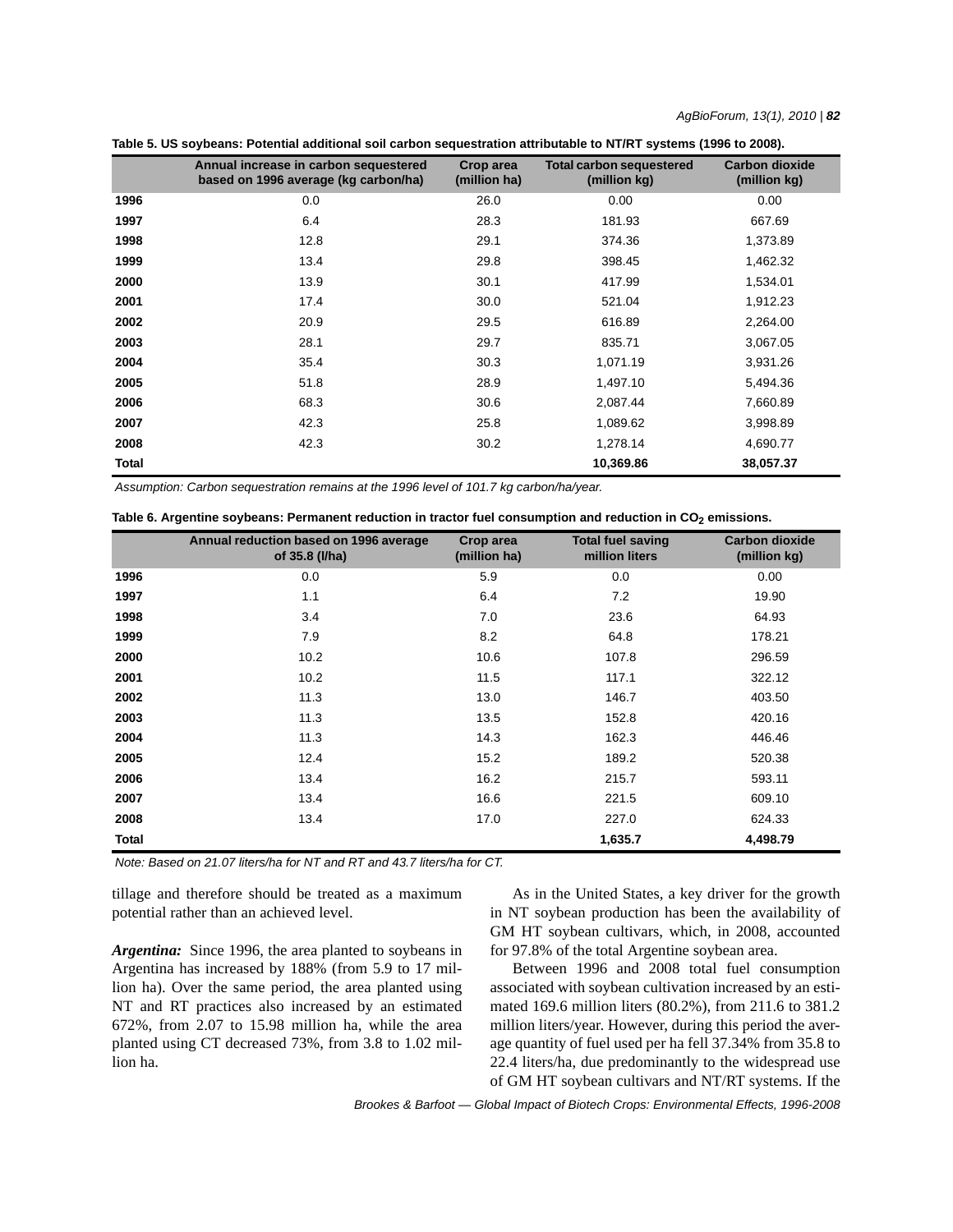**Table 5. US soybeans: Potential additional soil carbon sequestration attributable to NT/RT systems (1996 to 2008).**

| | Annual increase in carbon sequestered based on 1996 average (kg carbon/ha) | Crop area (million ha) | Total carbon sequestered (million kg) | Carbon dioxide (million kg) |
|---|---|---|---|---|
| **1996** | 0.0 | 26.0 | 0.00 | 0.00 |
| **1997** | 6.4 | 28.3 | 181.93 | 667.69 |
| **1998** | 12.8 | 29.1 | 374.36 | 1,373.89 |
| **1999** | 13.4 | 29.8 | 398.45 | 1,462.32 |
| **2000** | 13.9 | 30.1 | 417.99 | 1,534.01 |
| **2001** | 17.4 | 30.0 | 521.04 | 1,912.23 |
| **2002** | 20.9 | 29.5 | 616.89 | 2,264.00 |
| **2003** | 28.1 | 29.7 | 835.71 | 3,067.05 |
| **2004** | 35.4 | 30.3 | 1,071.19 | 3,931.26 |
| **2005** | 51.8 | 28.9 | 1,497.10 | 5,494.36 |
| **2006** | 68.3 | 30.6 | 2,087.44 | 7,660.89 |
| **2007** | 42.3 | 25.8 | 1,089.62 | 3,998.89 |
| **2008** | 42.3 | 30.2 | 1,278.14 | 4,690.77 |
| **Total** | | | **10,369.86** | **38,057.37** |

*Assumption: Carbon sequestration remains at the 1996 level of 101.7 kg carbon/ha/year.*

**Table 6. Argentine soybeans: Permanent reduction in tractor fuel consumption and reduction in $CO_2$ emissions.**

| | Annual reduction based on 1996 average of 35.8 (l/ha) | Crop area (million ha) | Total fuel saving million liters | Carbon dioxide (million kg) |
|---|---|---|---|---|
| **1996** | 0.0 | 5.9 | 0.0 | 0.00 |
| **1997** | 1.1 | 6.4 | 7.2 | 19.90 |
| **1998** | 3.4 | 7.0 | 23.6 | 64.93 |
| **1999** | 7.9 | 8.2 | 64.8 | 178.21 |
| **2000** | 10.2 | 10.6 | 107.8 | 296.59 |
| **2001** | 10.2 | 11.5 | 117.1 | 322.12 |
| **2002** | 11.3 | 13.0 | 146.7 | 403.50 |
| **2003** | 11.3 | 13.5 | 152.8 | 420.16 |
| **2004** | 11.3 | 14.3 | 162.3 | 446.46 |
| **2005** | 12.4 | 15.2 | 189.2 | 520.38 |
| **2006** | 13.4 | 16.2 | 215.7 | 593.11 |
| **2007** | 13.4 | 16.6 | 221.5 | 609.10 |
| **2008** | 13.4 | 17.0 | 227.0 | 624.33 |
| **Total** | | | **1,635.7** | **4,498.79** |

*Note: Based on 21.07 liters/ha for NT and RT and 43.7 liters/ha for CT.*

tillage and therefore should be treated as a maximum potential rather than an achieved level.

***Argentina:*** Since 1996, the area planted to soybeans in Argentina has increased by 188% (from 5.9 to 17 million ha). Over the same period, the area planted using NT and RT practices also increased by an estimated 672%, from 2.07 to 15.98 million ha, while the area planted using CT decreased 73%, from 3.8 to 1.02 million ha.

As in the United States, a key driver for the growth in NT soybean production has been the availability of GM HT soybean cultivars, which, in 2008, accounted for 97.8% of the total Argentine soybean area.

Between 1996 and 2008 total fuel consumption associated with soybean cultivation increased by an estimated 169.6 million liters (80.2%), from 211.6 to 381.2 million liters/year. However, during this period the average quantity of fuel used per ha fell 37.34% from 35.8 to 22.4 liters/ha, due predominantly to the widespread use of GM HT soybean cultivars and NT/RT systems. If the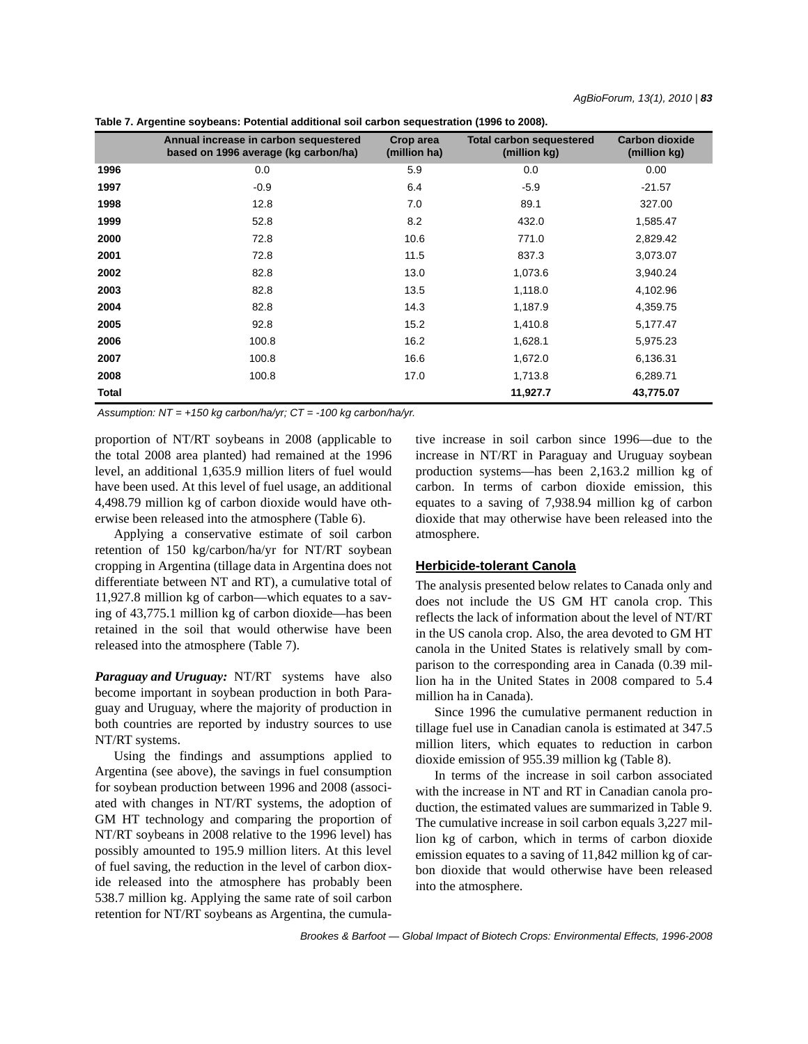**Table 7. Argentine soybeans: Potential additional soil carbon sequestration (1996 to 2008).**

| | Annual increase in carbon sequestered based on 1996 average (kg carbon/ha) | Crop area (million ha) | Total carbon sequestered (million kg) | Carbon dioxide (million kg) |
|---|---|---|---|---|
| 1996 | 0.0 | 5.9 | 0.0 | 0.00 |
| 1997 | -0.9 | 6.4 | -5.9 | -21.57 |
| 1998 | 12.8 | 7.0 | 89.1 | 327.00 |
| 1999 | 52.8 | 8.2 | 432.0 | 1,585.47 |
| 2000 | 72.8 | 10.6 | 771.0 | 2,829.42 |
| 2001 | 72.8 | 11.5 | 837.3 | 3,073.07 |
| 2002 | 82.8 | 13.0 | 1,073.6 | 3,940.24 |
| 2003 | 82.8 | 13.5 | 1,118.0 | 4,102.96 |
| 2004 | 82.8 | 14.3 | 1,187.9 | 4,359.75 |
| 2005 | 92.8 | 15.2 | 1,410.8 | 5,177.47 |
| 2006 | 100.8 | 16.2 | 1,628.1 | 5,975.23 |
| 2007 | 100.8 | 16.6 | 1,672.0 | 6,136.31 |
| 2008 | 100.8 | 17.0 | 1,713.8 | 6,289.71 |
| Total | | | 11,927.7 | 43,775.07 |

*Assumption: NT = +150 kg carbon/ha/yr; CT = -100 kg carbon/ha/yr.*

proportion of NT/RT soybeans in 2008 (applicable to the total 2008 area planted) had remained at the 1996 level, an additional 1,635.9 million liters of fuel would have been used. At this level of fuel usage, an additional 4,498.79 million kg of carbon dioxide would have otherwise been released into the atmosphere (Table 6).

Applying a conservative estimate of soil carbon retention of 150 kg/carbon/ha/yr for NT/RT soybean cropping in Argentina (tillage data in Argentina does not differentiate between NT and RT), a cumulative total of 11,927.8 million kg of carbon—which equates to a saving of 43,775.1 million kg of carbon dioxide—has been retained in the soil that would otherwise have been released into the atmosphere (Table 7).

***Paraguay and Uruguay:*** NT/RT systems have also become important in soybean production in both Paraguay and Uruguay, where the majority of production in both countries are reported by industry sources to use NT/RT systems.

Using the findings and assumptions applied to Argentina (see above), the savings in fuel consumption for soybean production between 1996 and 2008 (associated with changes in NT/RT systems, the adoption of GM HT technology and comparing the proportion of NT/RT soybeans in 2008 relative to the 1996 level) has possibly amounted to 195.9 million liters. At this level of fuel saving, the reduction in the level of carbon dioxide released into the atmosphere has probably been 538.7 million kg. Applying the same rate of soil carbon retention for NT/RT soybeans as Argentina, the cumulative increase in soil carbon since 1996—due to the increase in NT/RT in Paraguay and Uruguay soybean production systems—has been 2,163.2 million kg of carbon. In terms of carbon dioxide emission, this equates to a saving of 7,938.94 million kg of carbon dioxide that may otherwise have been released into the atmosphere.

## Herbicide-tolerant Canola

The analysis presented below relates to Canada only and does not include the US GM HT canola crop. This reflects the lack of information about the level of NT/RT in the US canola crop. Also, the area devoted to GM HT canola in the United States is relatively small by comparison to the corresponding area in Canada (0.39 million ha in the United States in 2008 compared to 5.4 million ha in Canada).

Since 1996 the cumulative permanent reduction in tillage fuel use in Canadian canola is estimated at 347.5 million liters, which equates to reduction in carbon dioxide emission of 955.39 million kg (Table 8).

In terms of the increase in soil carbon associated with the increase in NT and RT in Canadian canola production, the estimated values are summarized in Table 9. The cumulative increase in soil carbon equals 3,227 million kg of carbon, which in terms of carbon dioxide emission equates to a saving of 11,842 million kg of carbon dioxide that would otherwise have been released into the atmosphere.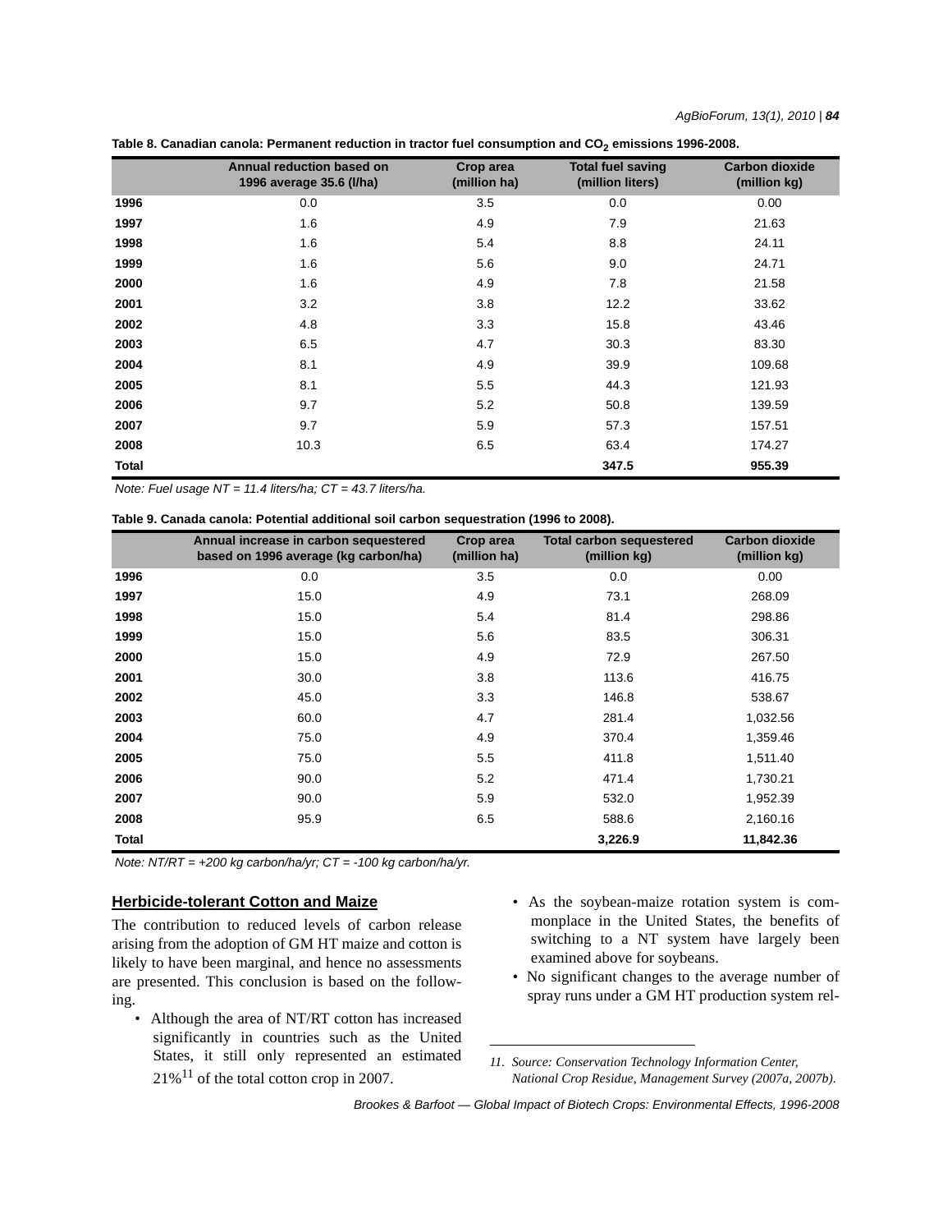**Table 8. Canadian canola: Permanent reduction in tractor fuel consumption and $CO_2$ emissions 1996-2008.**

| | Annual reduction based on 1996 average 35.6 (l/ha) | Crop area (million ha) | Total fuel saving (million liters) | Carbon dioxide (million kg) |
|---|---|---|---|---|
| **1996** | 0.0 | 3.5 | 0.0 | 0.00 |
| **1997** | 1.6 | 4.9 | 7.9 | 21.63 |
| **1998** | 1.6 | 5.4 | 8.8 | 24.11 |
| **1999** | 1.6 | 5.6 | 9.0 | 24.71 |
| **2000** | 1.6 | 4.9 | 7.8 | 21.58 |
| **2001** | 3.2 | 3.8 | 12.2 | 33.62 |
| **2002** | 4.8 | 3.3 | 15.8 | 43.46 |
| **2003** | 6.5 | 4.7 | 30.3 | 83.30 |
| **2004** | 8.1 | 4.9 | 39.9 | 109.68 |
| **2005** | 8.1 | 5.5 | 44.3 | 121.93 |
| **2006** | 9.7 | 5.2 | 50.8 | 139.59 |
| **2007** | 9.7 | 5.9 | 57.3 | 157.51 |
| **2008** | 10.3 | 6.5 | 63.4 | 174.27 |
| **Total** | | | **347.5** | **955.39** |

*Note: Fuel usage NT = 11.4 liters/ha; CT = 43.7 liters/ha.*

**Table 9. Canada canola: Potential additional soil carbon sequestration (1996 to 2008).**

| | Annual increase in carbon sequestered based on 1996 average (kg carbon/ha) | Crop area (million ha) | Total carbon sequestered (million kg) | Carbon dioxide (million kg) |
|---|---|---|---|---|
| **1996** | 0.0 | 3.5 | 0.0 | 0.00 |
| **1997** | 15.0 | 4.9 | 73.1 | 268.09 |
| **1998** | 15.0 | 5.4 | 81.4 | 298.86 |
| **1999** | 15.0 | 5.6 | 83.5 | 306.31 |
| **2000** | 15.0 | 4.9 | 72.9 | 267.50 |
| **2001** | 30.0 | 3.8 | 113.6 | 416.75 |
| **2002** | 45.0 | 3.3 | 146.8 | 538.67 |
| **2003** | 60.0 | 4.7 | 281.4 | 1,032.56 |
| **2004** | 75.0 | 4.9 | 370.4 | 1,359.46 |
| **2005** | 75.0 | 5.5 | 411.8 | 1,511.40 |
| **2006** | 90.0 | 5.2 | 471.4 | 1,730.21 |
| **2007** | 90.0 | 5.9 | 532.0 | 1,952.39 |
| **2008** | 95.9 | 6.5 | 588.6 | 2,160.16 |
| **Total** | | | **3,226.9** | **11,842.36** |

*Note: NT/RT = +200 kg carbon/ha/yr; CT = -100 kg carbon/ha/yr.*

## Herbicide-tolerant Cotton and Maize

The contribution to reduced levels of carbon release arising from the adoption of GM HT maize and cotton is likely to have been marginal, and hence no assessments are presented. This conclusion is based on the following.

- Although the area of NT/RT cotton has increased significantly in countries such as the United States, it still only represented an estimated 21%[11] of the total cotton crop in 2007.
- As the soybean-maize rotation system is commonplace in the United States, the benefits of switching to a NT system have largely been examined above for soybeans.
- No significant changes to the average number of spray runs under a GM HT production system rel-

11. *Source: Conservation Technology Information Center, National Crop Residue, Management Survey (2007a, 2007b).*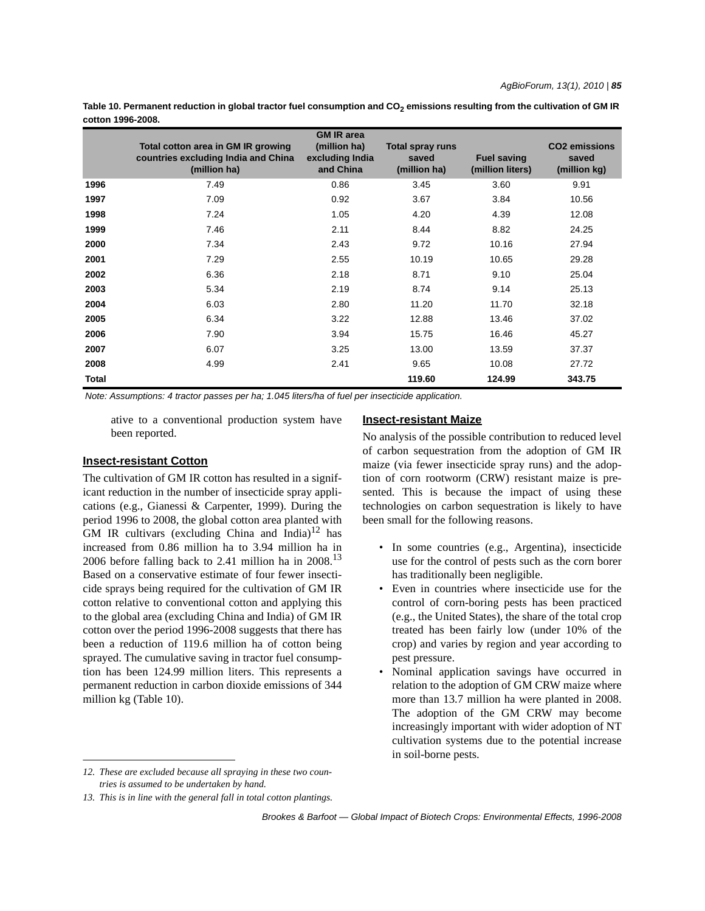**Table 10. Permanent reduction in global tractor fuel consumption and $CO_2$ emissions resulting from the cultivation of GM IR cotton 1996-2008.**

| | Total cotton area in GM IR growing countries excluding India and China (million ha) | GM IR area (million ha) excluding India and China | Total spray runs saved (million ha) | Fuel saving (million liters) | CO2 emissions saved (million kg) |
|---|---|---|---|---|---|
| **1996** | 7.49 | 0.86 | 3.45 | 3.60 | 9.91 |
| **1997** | 7.09 | 0.92 | 3.67 | 3.84 | 10.56 |
| **1998** | 7.24 | 1.05 | 4.20 | 4.39 | 12.08 |
| **1999** | 7.46 | 2.11 | 8.44 | 8.82 | 24.25 |
| **2000** | 7.34 | 2.43 | 9.72 | 10.16 | 27.94 |
| **2001** | 7.29 | 2.55 | 10.19 | 10.65 | 29.28 |
| **2002** | 6.36 | 2.18 | 8.71 | 9.10 | 25.04 |
| **2003** | 5.34 | 2.19 | 8.74 | 9.14 | 25.13 |
| **2004** | 6.03 | 2.80 | 11.20 | 11.70 | 32.18 |
| **2005** | 6.34 | 3.22 | 12.88 | 13.46 | 37.02 |
| **2006** | 7.90 | 3.94 | 15.75 | 16.46 | 45.27 |
| **2007** | 6.07 | 3.25 | 13.00 | 13.59 | 37.37 |
| **2008** | 4.99 | 2.41 | 9.65 | 10.08 | 27.72 |
| **Total** | | | **119.60** | **124.99** | **343.75** |

*Note: Assumptions: 4 tractor passes per ha; 1.045 liters/ha of fuel per insecticide application.*

ative to a conventional production system have been reported.

### Insect-resistant Cotton

The cultivation of GM IR cotton has resulted in a significant reduction in the number of insecticide spray applications (e.g., Gianessi & Carpenter, 1999). During the period 1996 to 2008, the global cotton area planted with GM IR cultivars (excluding China and India)[12] has increased from 0.86 million ha to 3.94 million ha in 2006 before falling back to 2.41 million ha in 2008.[13] Based on a conservative estimate of four fewer insecticide sprays being required for the cultivation of GM IR cotton relative to conventional cotton and applying this to the global area (excluding China and India) of GM IR cotton over the period 1996-2008 suggests that there has been a reduction of 119.6 million ha of cotton being sprayed. The cumulative saving in tractor fuel consumption has been 124.99 million liters. This represents a permanent reduction in carbon dioxide emissions of 344 million kg (Table 10).

### Insect-resistant Maize

No analysis of the possible contribution to reduced level of carbon sequestration from the adoption of GM IR maize (via fewer insecticide spray runs) and the adoption of corn rootworm (CRW) resistant maize is presented. This is because the impact of using these technologies on carbon sequestration is likely to have been small for the following reasons.

- In some countries (e.g., Argentina), insecticide use for the control of pests such as the corn borer has traditionally been negligible.
- Even in countries where insecticide use for the control of corn-boring pests has been practiced (e.g., the United States), the share of the total crop treated has been fairly low (under 10% of the crop) and varies by region and year according to pest pressure.
- Nominal application savings have occurred in relation to the adoption of GM CRW maize where more than 13.7 million ha were planted in 2008. The adoption of the GM CRW may become increasingly important with wider adoption of NT cultivation systems due to the potential increase in soil-borne pests.

---

*12. These are excluded because all spraying in these two countries is assumed to be undertaken by hand.*

*13. This is in line with the general fall in total cotton plantings.*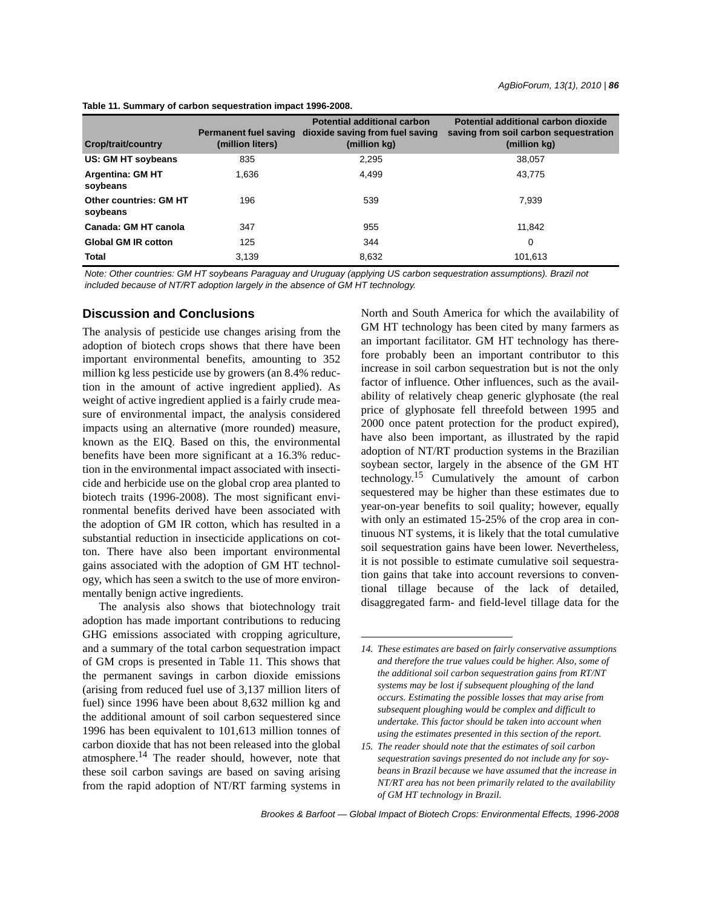**Table 11. Summary of carbon sequestration impact 1996-2008.**

| Crop/trait/country | Permanent fuel saving (million liters) | Potential additional carbon dioxide saving from fuel saving (million kg) | Potential additional carbon dioxide saving from soil carbon sequestration (million kg) |
|---|---|---|---|
| **US: GM HT soybeans** | 835 | 2,295 | 38,057 |
| **Argentina: GM HT soybeans** | 1,636 | 4,499 | 43,775 |
| **Other countries: GM HT soybeans** | 196 | 539 | 7,939 |
| **Canada: GM HT canola** | 347 | 955 | 11,842 |
| **Global GM IR cotton** | 125 | 344 | 0 |
| **Total** | 3,139 | 8,632 | 101,613 |

*Note: Other countries: GM HT soybeans Paraguay and Uruguay (applying US carbon sequestration assumptions). Brazil not included because of NT/RT adoption largely in the absence of GM HT technology.*

## Discussion and Conclusions

The analysis of pesticide use changes arising from the adoption of biotech crops shows that there have been important environmental benefits, amounting to 352 million kg less pesticide use by growers (an 8.4% reduction in the amount of active ingredient applied). As weight of active ingredient applied is a fairly crude measure of environmental impact, the analysis considered impacts using an alternative (more rounded) measure, known as the EIQ. Based on this, the environmental benefits have been more significant at a 16.3% reduction in the environmental impact associated with insecticide and herbicide use on the global crop area planted to biotech traits (1996-2008). The most significant environmental benefits derived have been associated with the adoption of GM IR cotton, which has resulted in a substantial reduction in insecticide applications on cotton. There have also been important environmental gains associated with the adoption of GM HT technology, which has seen a switch to the use of more environmentally benign active ingredients.

The analysis also shows that biotechnology trait adoption has made important contributions to reducing GHG emissions associated with cropping agriculture, and a summary of the total carbon sequestration impact of GM crops is presented in Table 11. This shows that the permanent savings in carbon dioxide emissions (arising from reduced fuel use of 3,137 million liters of fuel) since 1996 have been about 8,632 million kg and the additional amount of soil carbon sequestered since 1996 has been equivalent to 101,613 million tonnes of carbon dioxide that has not been released into the global atmosphere.[14] The reader should, however, note that these soil carbon savings are based on saving arising from the rapid adoption of NT/RT farming systems in North and South America for which the availability of GM HT technology has been cited by many farmers as an important facilitator. GM HT technology has therefore probably been an important contributor to this increase in soil carbon sequestration but is not the only factor of influence. Other influences, such as the availability of relatively cheap generic glyphosate (the real price of glyphosate fell threefold between 1995 and 2000 once patent protection for the product expired), have also been important, as illustrated by the rapid adoption of NT/RT production systems in the Brazilian soybean sector, largely in the absence of the GM HT technology.[15] Cumulatively the amount of carbon sequestered may be higher than these estimates due to year-on-year benefits to soil quality; however, equally with only an estimated 15-25% of the crop area in continuous NT systems, it is likely that the total cumulative soil sequestration gains have been lower. Nevertheless, it is not possible to estimate cumulative soil sequestration gains that take into account reversions to conventional tillage because of the lack of detailed, disaggregated farm- and field-level tillage data for the

---

*14. These estimates are based on fairly conservative assumptions and therefore the true values could be higher. Also, some of the additional soil carbon sequestration gains from RT/NT systems may be lost if subsequent ploughing of the land occurs. Estimating the possible losses that may arise from subsequent ploughing would be complex and difficult to undertake. This factor should be taken into account when using the estimates presented in this section of the report.*

*15. The reader should note that the estimates of soil carbon sequestration savings presented do not include any for soybeans in Brazil because we have assumed that the increase in NT/RT area has not been primarily related to the availability of GM HT technology in Brazil.*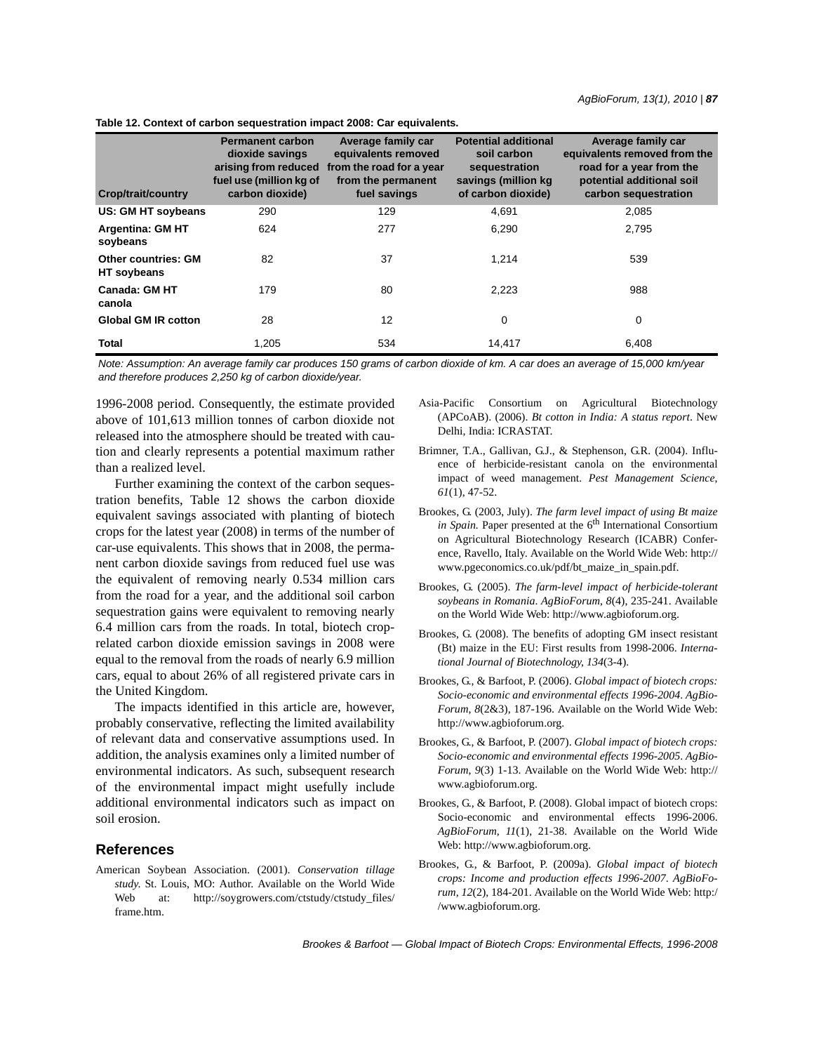**Table 12. Context of carbon sequestration impact 2008: Car equivalents.**

| Crop/trait/country | Permanent carbon dioxide savings arising from reduced fuel use (million kg of carbon dioxide) | Average family car equivalents removed from the road for a year from the permanent fuel savings | Potential additional soil carbon sequestration savings (million kg of carbon dioxide) | Average family car equivalents removed from the road for a year from the potential additional soil carbon sequestration |
|---|---|---|---|---|
| **US: GM HT soybeans** | 290 | 129 | 4,691 | 2,085 |
| **Argentina: GM HT soybeans** | 624 | 277 | 6,290 | 2,795 |
| **Other countries: GM HT soybeans** | 82 | 37 | 1,214 | 539 |
| **Canada: GM HT canola** | 179 | 80 | 2,223 | 988 |
| **Global GM IR cotton** | 28 | 12 | 0 | 0 |
| **Total** | 1,205 | 534 | 14,417 | 6,408 |

*Note: Assumption: An average family car produces 150 grams of carbon dioxide of km. A car does an average of 15,000 km/year and therefore produces 2,250 kg of carbon dioxide/year.*

1996-2008 period. Consequently, the estimate provided above of 101,613 million tonnes of carbon dioxide not released into the atmosphere should be treated with caution and clearly represents a potential maximum rather than a realized level.

Further examining the context of the carbon sequestration benefits, Table 12 shows the carbon dioxide equivalent savings associated with planting of biotech crops for the latest year (2008) in terms of the number of car-use equivalents. This shows that in 2008, the permanent carbon dioxide savings from reduced fuel use was the equivalent of removing nearly 0.534 million cars from the road for a year, and the additional soil carbon sequestration gains were equivalent to removing nearly 6.4 million cars from the roads. In total, biotech crop-related carbon dioxide emission savings in 2008 were equal to the removal from the roads of nearly 6.9 million cars, equal to about 26% of all registered private cars in the United Kingdom.

The impacts identified in this article are, however, probably conservative, reflecting the limited availability of relevant data and conservative assumptions used. In addition, the analysis examines only a limited number of environmental indicators. As such, subsequent research of the environmental impact might usefully include additional environmental indicators such as impact on soil erosion.

## References

American Soybean Association. (2001). *Conservation tillage study*. St. Louis, MO: Author. Available on the World Wide Web at: http://soygrowers.com/ctstudy/ctstudy_files/frame.htm.

Asia-Pacific Consortium on Agricultural Biotechnology (APCoAB). (2006). *Bt cotton in India: A status report*. New Delhi, India: ICRASTAT.

Brimner, T.A., Gallivan, G.J., & Stephenson, G.R. (2004). Influence of herbicide-resistant canola on the environmental impact of weed management. *Pest Management Science, 61*(1), 47-52.

Brookes, G. (2003, July). *The farm level impact of using Bt maize in Spain.* Paper presented at the 6th International Consortium on Agricultural Biotechnology Research (ICABR) Conference, Ravello, Italy. Available on the World Wide Web: http://www.pgeconomics.co.uk/pdf/bt_maize_in_spain.pdf.

Brookes, G. (2005). *The farm-level impact of herbicide-tolerant soybeans in Romania*. *AgBioForum, 8*(4), 235-241. Available on the World Wide Web: http://www.agbioforum.org.

Brookes, G. (2008). The benefits of adopting GM insect resistant (Bt) maize in the EU: First results from 1998-2006. *International Journal of Biotechnology, 134*(3-4).

Brookes, G., & Barfoot, P. (2006). *Global impact of biotech crops: Socio-economic and environmental effects 1996-2004*. *AgBioForum, 8*(2&3), 187-196. Available on the World Wide Web: http://www.agbioforum.org.

Brookes, G., & Barfoot, P. (2007). *Global impact of biotech crops: Socio-economic and environmental effects 1996-2005*. *AgBioForum, 9*(3) 1-13. Available on the World Wide Web: http://www.agbioforum.org.

Brookes, G., & Barfoot, P. (2008). Global impact of biotech crops: Socio-economic and environmental effects 1996-2006. *AgBioForum, 11*(1), 21-38. Available on the World Wide Web: http://www.agbioforum.org.

Brookes, G., & Barfoot, P. (2009a). *Global impact of biotech crops: Income and production effects 1996-2007*. *AgBioForum, 12*(2), 184-201. Available on the World Wide Web: http://www.agbioforum.org.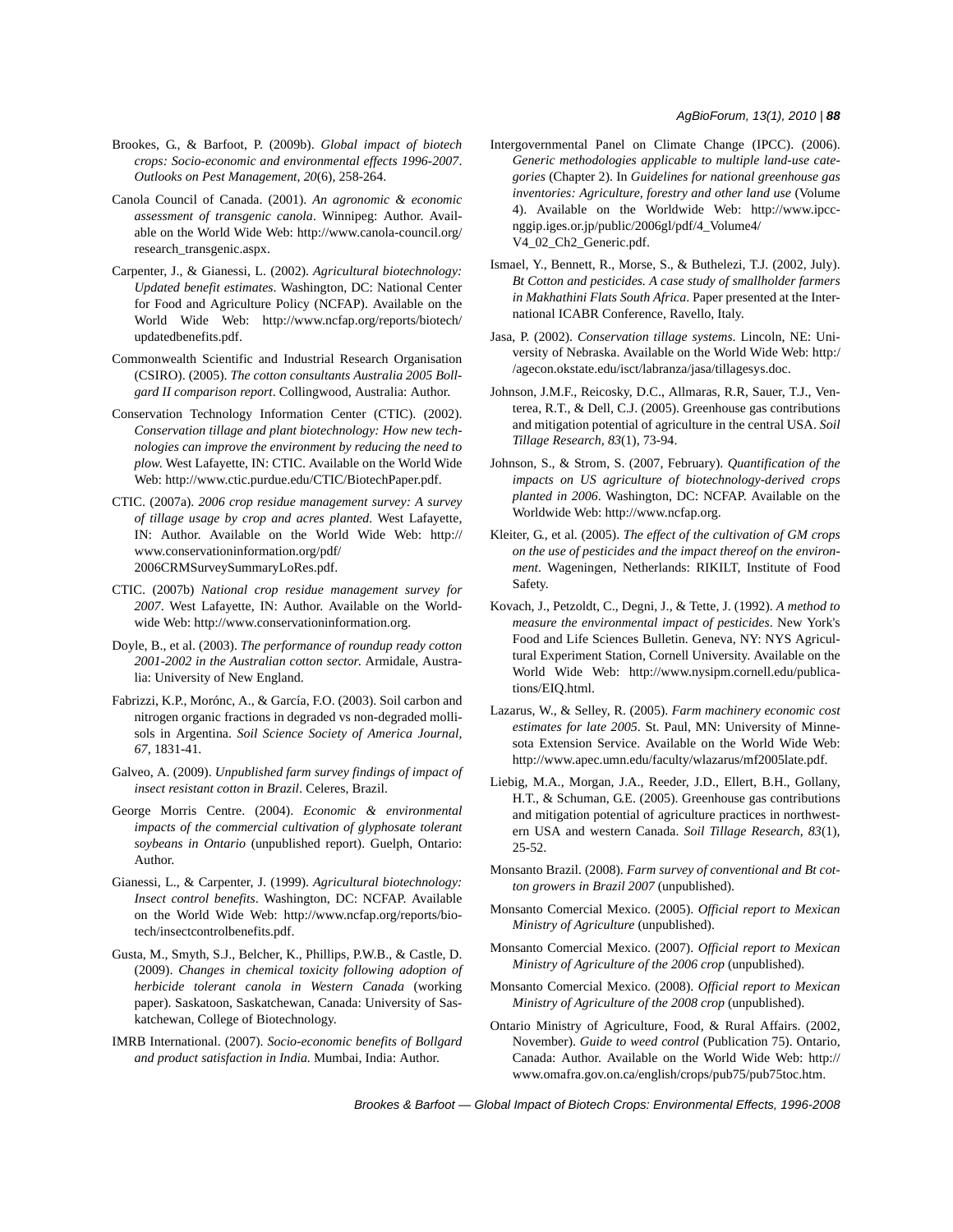Brookes, G., & Barfoot, P. (2009b). *Global impact of biotech crops: Socio-economic and environmental effects 1996-2007*. *Outlooks on Pest Management, 20*(6), 258-264.

Canola Council of Canada. (2001). *An agronomic & economic assessment of transgenic canola*. Winnipeg: Author. Available on the World Wide Web: http://www.canola-council.org/research_transgenic.aspx.

Carpenter, J., & Gianessi, L. (2002). *Agricultural biotechnology: Updated benefit estimates*. Washington, DC: National Center for Food and Agriculture Policy (NCFAP). Available on the World Wide Web: http://www.ncfap.org/reports/biotech/updatedbenefits.pdf.

Commonwealth Scientific and Industrial Research Organisation (CSIRO). (2005). *The cotton consultants Australia 2005 Bollgard II comparison report*. Collingwood, Australia: Author.

Conservation Technology Information Center (CTIC). (2002). *Conservation tillage and plant biotechnology: How new technologies can improve the environment by reducing the need to plow.* West Lafayette, IN: CTIC. Available on the World Wide Web: http://www.ctic.purdue.edu/CTIC/BiotechPaper.pdf.

CTIC. (2007a). *2006 crop residue management survey: A survey of tillage usage by crop and acres planted*. West Lafayette, IN: Author. Available on the World Wide Web: http://www.conservationinformation.org/pdf/2006CRMSurveySummaryLoRes.pdf.

CTIC. (2007b) *National crop residue management survey for 2007*. West Lafayette, IN: Author. Available on the Worldwide Web: http://www.conservationinformation.org.

Doyle, B., et al. (2003). *The performance of roundup ready cotton 2001-2002 in the Australian cotton sector.* Armidale, Australia: University of New England.

Fabrizzi, K.P., Morónc, A., & García, F.O. (2003). Soil carbon and nitrogen organic fractions in degraded vs non-degraded mollisols in Argentina. *Soil Science Society of America Journal, 67*, 1831-41.

Galveo, A. (2009). *Unpublished farm survey findings of impact of insect resistant cotton in Brazil*. Celeres, Brazil.

George Morris Centre. (2004). *Economic & environmental impacts of the commercial cultivation of glyphosate tolerant soybeans in Ontario* (unpublished report). Guelph, Ontario: Author.

Gianessi, L., & Carpenter, J. (1999). *Agricultural biotechnology: Insect control benefits*. Washington, DC: NCFAP. Available on the World Wide Web: http://www.ncfap.org/reports/biotech/insectcontrolbenefits.pdf.

Gusta, M., Smyth, S.J., Belcher, K., Phillips, P.W.B., & Castle, D. (2009). *Changes in chemical toxicity following adoption of herbicide tolerant canola in Western Canada* (working paper). Saskatoon, Saskatchewan, Canada: University of Saskatchewan, College of Biotechnology.

IMRB International. (2007). *Socio-economic benefits of Bollgard and product satisfaction in India.* Mumbai, India: Author.

Intergovernmental Panel on Climate Change (IPCC). (2006). *Generic methodologies applicable to multiple land-use categories* (Chapter 2). In *Guidelines for national greenhouse gas inventories: Agriculture, forestry and other land use* (Volume 4). Available on the Worldwide Web: http://www.ipcc-nggip.iges.or.jp/public/2006gl/pdf/4_Volume4/V4_02_Ch2_Generic.pdf.

Ismael, Y., Bennett, R., Morse, S., & Buthelezi, T.J. (2002, July). *Bt Cotton and pesticides. A case study of smallholder farmers in Makhathini Flats South Africa*. Paper presented at the International ICABR Conference, Ravello, Italy.

Jasa, P. (2002). *Conservation tillage systems*. Lincoln, NE: University of Nebraska. Available on the World Wide Web: http://agecon.okstate.edu/isct/labranza/jasa/tillagesys.doc.

Johnson, J.M.F., Reicosky, D.C., Allmaras, R.R, Sauer, T.J., Venterea, R.T., & Dell, C.J. (2005). Greenhouse gas contributions and mitigation potential of agriculture in the central USA. *Soil Tillage Research, 83*(1), 73-94.

Johnson, S., & Strom, S. (2007, February). *Quantification of the impacts on US agriculture of biotechnology-derived crops planted in 2006*. Washington, DC: NCFAP. Available on the Worldwide Web: http://www.ncfap.org.

Kleiter, G., et al. (2005). *The effect of the cultivation of GM crops on the use of pesticides and the impact thereof on the environment*. Wageningen, Netherlands: RIKILT, Institute of Food Safety.

Kovach, J., Petzoldt, C., Degni, J., & Tette, J. (1992). *A method to measure the environmental impact of pesticides*. New York's Food and Life Sciences Bulletin. Geneva, NY: NYS Agricultural Experiment Station, Cornell University. Available on the World Wide Web: http://www.nysipm.cornell.edu/publications/EIQ.html.

Lazarus, W., & Selley, R. (2005). *Farm machinery economic cost estimates for late 2005*. St. Paul, MN: University of Minnesota Extension Service. Available on the World Wide Web: http://www.apec.umn.edu/faculty/wlazarus/mf2005late.pdf.

Liebig, M.A., Morgan, J.A., Reeder, J.D., Ellert, B.H., Gollany, H.T., & Schuman, G.E. (2005). Greenhouse gas contributions and mitigation potential of agriculture practices in northwestern USA and western Canada. *Soil Tillage Research, 83*(1), 25-52.

Monsanto Brazil. (2008). *Farm survey of conventional and Bt cotton growers in Brazil 2007* (unpublished).

Monsanto Comercial Mexico. (2005). *Official report to Mexican Ministry of Agriculture* (unpublished).

Monsanto Comercial Mexico. (2007). *Official report to Mexican Ministry of Agriculture of the 2006 crop* (unpublished).

Monsanto Comercial Mexico. (2008). *Official report to Mexican Ministry of Agriculture of the 2008 crop* (unpublished).

Ontario Ministry of Agriculture, Food, & Rural Affairs. (2002, November). *Guide to weed control* (Publication 75). Ontario, Canada: Author. Available on the World Wide Web: http://www.omafra.gov.on.ca/english/crops/pub75/pub75toc.htm.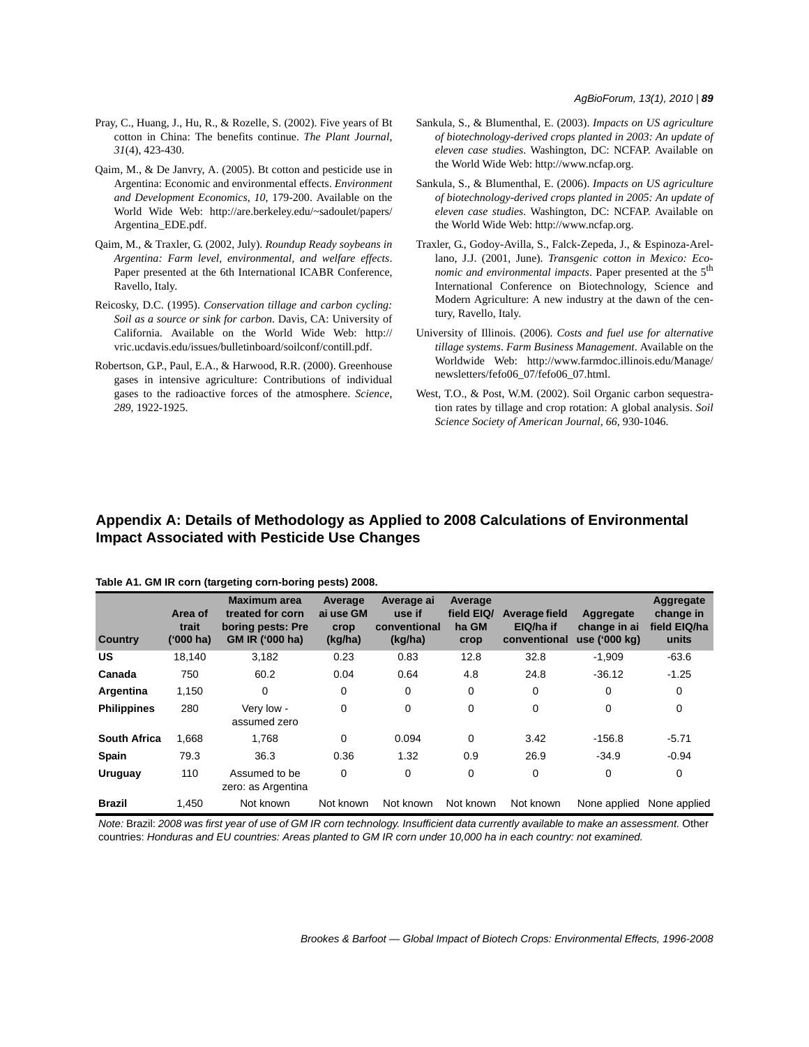Pray, C., Huang, J., Hu, R., & Rozelle, S. (2002). Five years of Bt cotton in China: The benefits continue. *The Plant Journal, 31*(4), 423-430.

Qaim, M., & De Janvry, A. (2005). Bt cotton and pesticide use in Argentina: Economic and environmental effects. *Environment and Development Economics, 10*, 179-200. Available on the World Wide Web: http://are.berkeley.edu/~sadoulet/papers/Argentina_EDE.pdf.

Qaim, M., & Traxler, G. (2002, July). *Roundup Ready soybeans in Argentina: Farm level, environmental, and welfare effects*. Paper presented at the 6th International ICABR Conference, Ravello, Italy.

Reicosky, D.C. (1995). *Conservation tillage and carbon cycling: Soil as a source or sink for carbon*. Davis, CA: University of California. Available on the World Wide Web: http://vric.ucdavis.edu/issues/bulletinboard/soilconf/contill.pdf.

Robertson, G.P., Paul, E.A., & Harwood, R.R. (2000). Greenhouse gases in intensive agriculture: Contributions of individual gases to the radioactive forces of the atmosphere. *Science, 289*, 1922-1925.

Sankula, S., & Blumenthal, E. (2003). *Impacts on US agriculture of biotechnology-derived crops planted in 2003: An update of eleven case studies*. Washington, DC: NCFAP. Available on the World Wide Web: http://www.ncfap.org.

Sankula, S., & Blumenthal, E. (2006). *Impacts on US agriculture of biotechnology-derived crops planted in 2005: An update of eleven case studies*. Washington, DC: NCFAP. Available on the World Wide Web: http://www.ncfap.org.

Traxler, G., Godoy-Avilla, S., Falck-Zepeda, J., & Espinoza-Arellano, J.J. (2001, June). *Transgenic cotton in Mexico: Economic and environmental impacts*. Paper presented at the 5th International Conference on Biotechnology, Science and Modern Agriculture: A new industry at the dawn of the century, Ravello, Italy.

University of Illinois. (2006). *Costs and fuel use for alternative tillage systems. Farm Business Management*. Available on the Worldwide Web: http://www.farmdoc.illinois.edu/Manage/newsletters/fefo06_07/fefo06_07.html.

West, T.O., & Post, W.M. (2002). Soil Organic carbon sequestration rates by tillage and crop rotation: A global analysis. *Soil Science Society of American Journal, 66*, 930-1046.

## Appendix A: Details of Methodology as Applied to 2008 Calculations of Environmental Impact Associated with Pesticide Use Changes

**Table A1. GM IR corn (targeting corn-boring pests) 2008.**

| Country | Area of trait ('000 ha) | Maximum area treated for corn boring pests: Pre GM IR ('000 ha) | Average ai use GM crop (kg/ha) | Average ai use if conventional (kg/ha) | Average field EIQ/ ha GM crop | Average field EIQ/ha if conventional | Aggregate change in ai use ('000 kg) | Aggregate change in field EIQ/ha units |
|---|---|---|---|---|---|---|---|---|
| **US** | 18,140 | 3,182 | 0.23 | 0.83 | 12.8 | 32.8 | -1,909 | -63.6 |
| **Canada** | 750 | 60.2 | 0.04 | 0.64 | 4.8 | 24.8 | -36.12 | -1.25 |
| **Argentina** | 1,150 | 0 | 0 | 0 | 0 | 0 | 0 | 0 |
| **Philippines** | 280 | Very low - assumed zero | 0 | 0 | 0 | 0 | 0 | 0 |
| **South Africa** | 1,668 | 1,768 | 0 | 0.094 | 0 | 3.42 | -156.8 | -5.71 |
| **Spain** | 79.3 | 36.3 | 0.36 | 1.32 | 0.9 | 26.9 | -34.9 | -0.94 |
| **Uruguay** | 110 | Assumed to be zero: as Argentina | 0 | 0 | 0 | 0 | 0 | 0 |
| **Brazil** | 1,450 | Not known | Not known | Not known | Not known | Not known | None applied | None applied |

*Note:* Brazil: *2008 was first year of use of GM IR corn technology. Insufficient data currently available to make an assessment.* Other countries: *Honduras and EU countries: Areas planted to GM IR corn under 10,000 ha in each country: not examined.*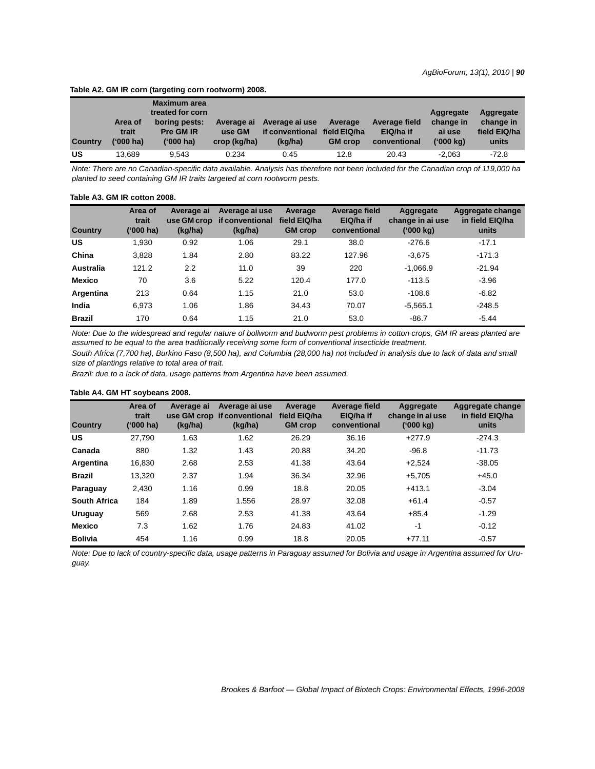**Table A2. GM IR corn (targeting corn rootworm) 2008.**

| Country | Area of trait ('000 ha) | Maximum area treated for corn boring pests: Pre GM IR ('000 ha) | Average ai use GM crop (kg/ha) | Average ai use if conventional (kg/ha) | Average field EIQ/ha GM crop | Average field EIQ/ha if conventional | Aggregate change in ai use ('000 kg) | Aggregate change in field EIQ/ha units |
|---|---|---|---|---|---|---|---|---|
| US | 13,689 | 9,543 | 0.234 | 0.45 | 12.8 | 20.43 | -2,063 | -72.8 |

*Note: There are no Canadian-specific data available. Analysis has therefore not been included for the Canadian crop of 119,000 ha planted to seed containing GM IR traits targeted at corn rootworm pests.*

**Table A3. GM IR cotton 2008.**

| Country | Area of trait ('000 ha) | Average ai use GM crop (kg/ha) | Average ai use if conventional (kg/ha) | Average field EIQ/ha GM crop | Average field EIQ/ha if conventional | Aggregate change in ai use ('000 kg) | Aggregate change in field EIQ/ha units |
|---|---|---|---|---|---|---|---|
| US | 1,930 | 0.92 | 1.06 | 29.1 | 38.0 | -276.6 | -17.1 |
| China | 3,828 | 1.84 | 2.80 | 83.22 | 127.96 | -3,675 | -171.3 |
| Australia | 121.2 | 2.2 | 11.0 | 39 | 220 | -1,066.9 | -21.94 |
| Mexico | 70 | 3.6 | 5.22 | 120.4 | 177.0 | -113.5 | -3.96 |
| Argentina | 213 | 0.64 | 1.15 | 21.0 | 53.0 | -108.6 | -6.82 |
| India | 6,973 | 1.06 | 1.86 | 34.43 | 70.07 | -5,565.1 | -248.5 |
| Brazil | 170 | 0.64 | 1.15 | 21.0 | 53.0 | -86.7 | -5.44 |

*Note: Due to the widespread and regular nature of bollworm and budworm pest problems in cotton crops, GM IR areas planted are assumed to be equal to the area traditionally receiving some form of conventional insecticide treatment.*

*South Africa (7,700 ha), Burkino Faso (8,500 ha), and Columbia (28,000 ha) not included in analysis due to lack of data and small size of plantings relative to total area of trait.*

*Brazil: due to a lack of data, usage patterns from Argentina have been assumed.*

**Table A4. GM HT soybeans 2008.**

| Country | Area of trait ('000 ha) | Average ai use GM crop (kg/ha) | Average ai use if conventional (kg/ha) | Average field EIQ/ha GM crop | Average field EIQ/ha if conventional | Aggregate change in ai use ('000 kg) | Aggregate change in field EIQ/ha units |
|---|---|---|---|---|---|---|---|
| US | 27,790 | 1.63 | 1.62 | 26.29 | 36.16 | +277.9 | -274.3 |
| Canada | 880 | 1.32 | 1.43 | 20.88 | 34.20 | -96.8 | -11.73 |
| Argentina | 16,830 | 2.68 | 2.53 | 41.38 | 43.64 | +2,524 | -38.05 |
| Brazil | 13,320 | 2.37 | 1.94 | 36.34 | 32.96 | +5,705 | +45.0 |
| Paraguay | 2,430 | 1.16 | 0.99 | 18.8 | 20.05 | +413.1 | -3.04 |
| South Africa | 184 | 1.89 | 1.556 | 28.97 | 32.08 | +61.4 | -0.57 |
| Uruguay | 569 | 2.68 | 2.53 | 41.38 | 43.64 | +85.4 | -1.29 |
| Mexico | 7.3 | 1.62 | 1.76 | 24.83 | 41.02 | -1 | -0.12 |
| Bolivia | 454 | 1.16 | 0.99 | 18.8 | 20.05 | +77.11 | -0.57 |

*Note: Due to lack of country-specific data, usage patterns in Paraguay assumed for Bolivia and usage in Argentina assumed for Uruguay.*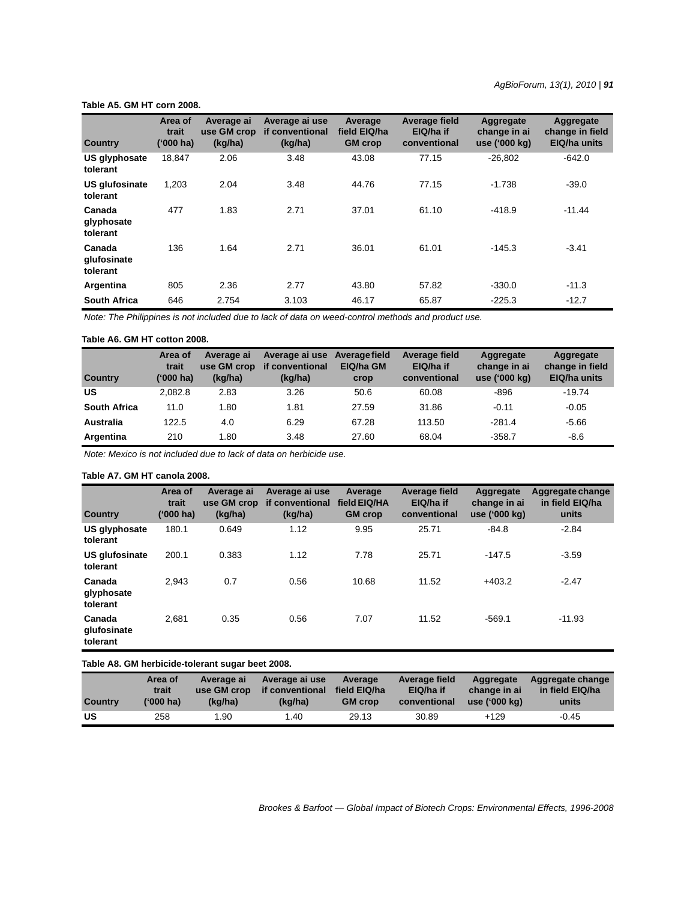**Table A5. GM HT corn 2008.**

| Country | Area of trait ('000 ha) | Average ai use GM crop (kg/ha) | Average ai use if conventional (kg/ha) | Average field EIQ/ha GM crop | Average field EIQ/ha if conventional | Aggregate change in ai use ('000 kg) | Aggregate change in field EIQ/ha units |
|---|---|---|---|---|---|---|---|
| US glyphosate tolerant | 18,847 | 2.06 | 3.48 | 43.08 | 77.15 | -26,802 | -642.0 |
| US glufosinate tolerant | 1,203 | 2.04 | 3.48 | 44.76 | 77.15 | -1.738 | -39.0 |
| Canada glyphosate tolerant | 477 | 1.83 | 2.71 | 37.01 | 61.10 | -418.9 | -11.44 |
| Canada glufosinate tolerant | 136 | 1.64 | 2.71 | 36.01 | 61.01 | -145.3 | -3.41 |
| Argentina | 805 | 2.36 | 2.77 | 43.80 | 57.82 | -330.0 | -11.3 |
| South Africa | 646 | 2.754 | 3.103 | 46.17 | 65.87 | -225.3 | -12.7 |

*Note: The Philippines is not included due to lack of data on weed-control methods and product use.*

**Table A6. GM HT cotton 2008.**

| Country | Area of trait ('000 ha) | Average ai use GM crop (kg/ha) | Average ai use if conventional (kg/ha) | Average field EIQ/ha GM crop | Average field EIQ/ha if conventional | Aggregate change in ai use ('000 kg) | Aggregate change in field EIQ/ha units |
|---|---|---|---|---|---|---|---|
| US | 2,082.8 | 2.83 | 3.26 | 50.6 | 60.08 | -896 | -19.74 |
| South Africa | 11.0 | 1.80 | 1.81 | 27.59 | 31.86 | -0.11 | -0.05 |
| Australia | 122.5 | 4.0 | 6.29 | 67.28 | 113.50 | -281.4 | -5.66 |
| Argentina | 210 | 1.80 | 3.48 | 27.60 | 68.04 | -358.7 | -8.6 |

*Note: Mexico is not included due to lack of data on herbicide use.*

**Table A7. GM HT canola 2008.**

| Country | Area of trait ('000 ha) | Average ai use GM crop (kg/ha) | Average ai use if conventional (kg/ha) | Average field EIQ/HA GM crop | Average field EIQ/ha if conventional | Aggregate change in ai use ('000 kg) | Aggregate change in field EIQ/ha units |
|---|---|---|---|---|---|---|---|
| US glyphosate tolerant | 180.1 | 0.649 | 1.12 | 9.95 | 25.71 | -84.8 | -2.84 |
| US glufosinate tolerant | 200.1 | 0.383 | 1.12 | 7.78 | 25.71 | -147.5 | -3.59 |
| Canada glyphosate tolerant | 2,943 | 0.7 | 0.56 | 10.68 | 11.52 | +403.2 | -2.47 |
| Canada glufosinate tolerant | 2,681 | 0.35 | 0.56 | 7.07 | 11.52 | -569.1 | -11.93 |

**Table A8. GM herbicide-tolerant sugar beet 2008.**

| Country | Area of trait ('000 ha) | Average ai use GM crop (kg/ha) | Average ai use if conventional (kg/ha) | Average field EIQ/ha GM crop | Average field EIQ/ha if conventional | Aggregate change in ai use ('000 kg) | Aggregate change in field EIQ/ha units |
|---|---|---|---|---|---|---|---|
| US | 258 | 1.90 | 1.40 | 29.13 | 30.89 | +129 | -0.45 |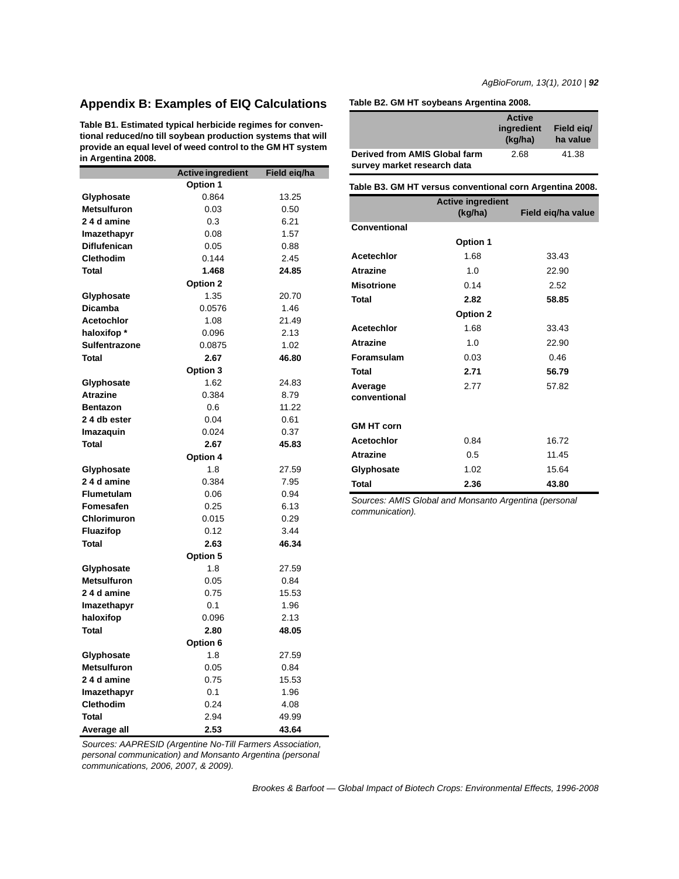## Appendix B: Examples of EIQ Calculations

**Table B1. Estimated typical herbicide regimes for conventional reduced/no till soybean production systems that will provide an equal level of weed control to the GM HT system in Argentina 2008.**

| | Active ingredient | Field eiq/ha |
|---|---|---|
| | **Option 1** | |
| **Glyphosate** | 0.864 | 13.25 |
| **Metsulfuron** | 0.03 | 0.50 |
| **2 4 d amine** | 0.3 | 6.21 |
| **Imazethapyr** | 0.08 | 1.57 |
| **Diflufenican** | 0.05 | 0.88 |
| **Clethodim** | 0.144 | 2.45 |
| **Total** | **1.468** | **24.85** |
| | **Option 2** | |
| **Glyphosate** | 1.35 | 20.70 |
| **Dicamba** | 0.0576 | 1.46 |
| **Acetochlor** | 1.08 | 21.49 |
| **haloxifop** * | 0.096 | 2.13 |
| **Sulfentrazone** | 0.0875 | 1.02 |
| **Total** | **2.67** | **46.80** |
| | **Option 3** | |
| **Glyphosate** | 1.62 | 24.83 |
| **Atrazine** | 0.384 | 8.79 |
| **Bentazon** | 0.6 | 11.22 |
| **2 4 db ester** | 0.04 | 0.61 |
| **Imazaquin** | 0.024 | 0.37 |
| **Total** | **2.67** | **45.83** |
| | **Option 4** | |
| **Glyphosate** | 1.8 | 27.59 |
| **2 4 d amine** | 0.384 | 7.95 |
| **Flumetulam** | 0.06 | 0.94 |
| **Fomesafen** | 0.25 | 6.13 |
| **Chlorimuron** | 0.015 | 0.29 |
| **Fluazifop** | 0.12 | 3.44 |
| **Total** | **2.63** | **46.34** |
| | **Option 5** | |
| **Glyphosate** | 1.8 | 27.59 |
| **Metsulfuron** | 0.05 | 0.84 |
| **2 4 d amine** | 0.75 | 15.53 |
| **Imazethapyr** | 0.1 | 1.96 |
| **haloxifop** | 0.096 | 2.13 |
| **Total** | **2.80** | **48.05** |
| | **Option 6** | |
| **Glyphosate** | 1.8 | 27.59 |
| **Metsulfuron** | 0.05 | 0.84 |
| **2 4 d amine** | 0.75 | 15.53 |
| **Imazethapyr** | 0.1 | 1.96 |
| **Clethodim** | 0.24 | 4.08 |
| **Total** | 2.94 | 49.99 |
| **Average all** | **2.53** | **43.64** |

*Sources: AAPRESID (Argentine No-Till Farmers Association, personal communication) and Monsanto Argentina (personal communications, 2006, 2007, & 2009).*

**Table B2. GM HT soybeans Argentina 2008.**

| | Active ingredient (kg/ha) | Field eiq/ ha value |
|---|---|---|
| **Derived from AMIS Global farm survey market research data** | 2.68 | 41.38 |

**Table B3. GM HT versus conventional corn Argentina 2008.**

| | Active ingredient (kg/ha) | Field eiq/ha value |
|---|---|---|
| **Conventional** | | |
| | **Option 1** | |
| **Acetechlor** | 1.68 | 33.43 |
| **Atrazine** | 1.0 | 22.90 |
| **Misotrione** | 0.14 | 2.52 |
| **Total** | **2.82** | **58.85** |
| | **Option 2** | |
| **Acetechlor** | 1.68 | 33.43 |
| **Atrazine** | 1.0 | 22.90 |
| **Foramsulam** | 0.03 | 0.46 |
| **Total** | **2.71** | **56.79** |
| **Average conventional** | 2.77 | 57.82 |
| | | |
| **GM HT corn** | | |
| **Acetochlor** | 0.84 | 16.72 |
| **Atrazine** | 0.5 | 11.45 |
| **Glyphosate** | 1.02 | 15.64 |
| **Total** | **2.36** | **43.80** |

*Sources: AMIS Global and Monsanto Argentina (personal communication).*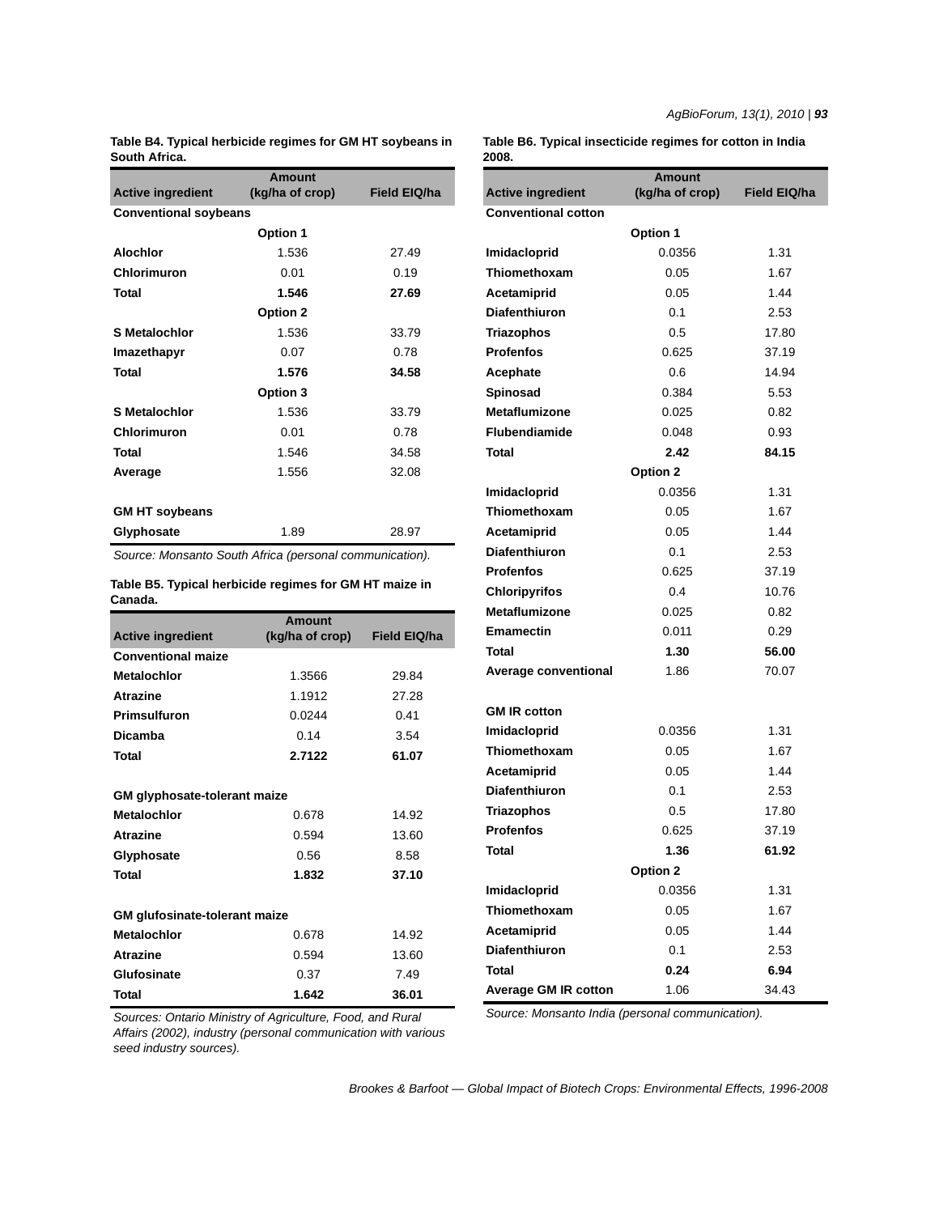**Table B4. Typical herbicide regimes for GM HT soybeans in South Africa.**

| Active ingredient | Amount (kg/ha of crop) | Field EIQ/ha |
|---|---|---|
| **Conventional soybeans** | | |
| | **Option 1** | |
| **Alochlor** | 1.536 | 27.49 |
| **Chlorimuron** | 0.01 | 0.19 |
| **Total** | **1.546** | **27.69** |
| | **Option 2** | |
| **S Metalochlor** | 1.536 | 33.79 |
| **Imazethapyr** | 0.07 | 0.78 |
| **Total** | **1.576** | **34.58** |
| | **Option 3** | |
| **S Metalochlor** | 1.536 | 33.79 |
| **Chlorimuron** | 0.01 | 0.78 |
| **Total** | 1.546 | 34.58 |
| **Average** | 1.556 | 32.08 |
| | | |
| **GM HT soybeans** | | |
| **Glyphosate** | 1.89 | 28.97 |

*Source: Monsanto South Africa (personal communication).*

**Table B5. Typical herbicide regimes for GM HT maize in Canada.**

| Active ingredient | Amount (kg/ha of crop) | Field EIQ/ha |
|---|---|---|
| **Conventional maize** | | |
| **Metalochlor** | 1.3566 | 29.84 |
| **Atrazine** | 1.1912 | 27.28 |
| **Primsulfuron** | 0.0244 | 0.41 |
| **Dicamba** | 0.14 | 3.54 |
| **Total** | **2.7122** | **61.07** |
| | | |
| **GM glyphosate-tolerant maize** | | |
| **Metalochlor** | 0.678 | 14.92 |
| **Atrazine** | 0.594 | 13.60 |
| **Glyphosate** | 0.56 | 8.58 |
| **Total** | **1.832** | **37.10** |
| | | |
| **GM glufosinate-tolerant maize** | | |
| **Metalochlor** | 0.678 | 14.92 |
| **Atrazine** | 0.594 | 13.60 |
| **Glufosinate** | 0.37 | 7.49 |
| **Total** | **1.642** | **36.01** |

*Sources: Ontario Ministry of Agriculture, Food, and Rural Affairs (2002), industry (personal communication with various seed industry sources).*

**Table B6. Typical insecticide regimes for cotton in India 2008.**

| Active ingredient | Amount (kg/ha of crop) | Field EIQ/ha |
|---|---|---|
| **Conventional cotton** | | |
| | **Option 1** | |
| **Imidacloprid** | 0.0356 | 1.31 |
| **Thiomethoxam** | 0.05 | 1.67 |
| **Acetamiprid** | 0.05 | 1.44 |
| **Diafenthiuron** | 0.1 | 2.53 |
| **Triazophos** | 0.5 | 17.80 |
| **Profenfos** | 0.625 | 37.19 |
| **Acephate** | 0.6 | 14.94 |
| **Spinosad** | 0.384 | 5.53 |
| **Metaflumizone** | 0.025 | 0.82 |
| **Flubendiamide** | 0.048 | 0.93 |
| **Total** | **2.42** | **84.15** |
| | **Option 2** | |
| **Imidacloprid** | 0.0356 | 1.31 |
| **Thiomethoxam** | 0.05 | 1.67 |
| **Acetamiprid** | 0.05 | 1.44 |
| **Diafenthiuron** | 0.1 | 2.53 |
| **Profenfos** | 0.625 | 37.19 |
| **Chloripyrifos** | 0.4 | 10.76 |
| **Metaflumizone** | 0.025 | 0.82 |
| **Emamectin** | 0.011 | 0.29 |
| **Total** | **1.30** | **56.00** |
| **Average conventional** | 1.86 | 70.07 |
| | | |
| **GM IR cotton** | | |
| **Imidacloprid** | 0.0356 | 1.31 |
| **Thiomethoxam** | 0.05 | 1.67 |
| **Acetamiprid** | 0.05 | 1.44 |
| **Diafenthiuron** | 0.1 | 2.53 |
| **Triazophos** | 0.5 | 17.80 |
| **Profenfos** | 0.625 | 37.19 |
| **Total** | **1.36** | **61.92** |
| | **Option 2** | |
| **Imidacloprid** | 0.0356 | 1.31 |
| **Thiomethoxam** | 0.05 | 1.67 |
| **Acetamiprid** | 0.05 | 1.44 |
| **Diafenthiuron** | 0.1 | 2.53 |
| **Total** | **0.24** | **6.94** |
| **Average GM IR cotton** | 1.06 | 34.43 |

*Source: Monsanto India (personal communication).*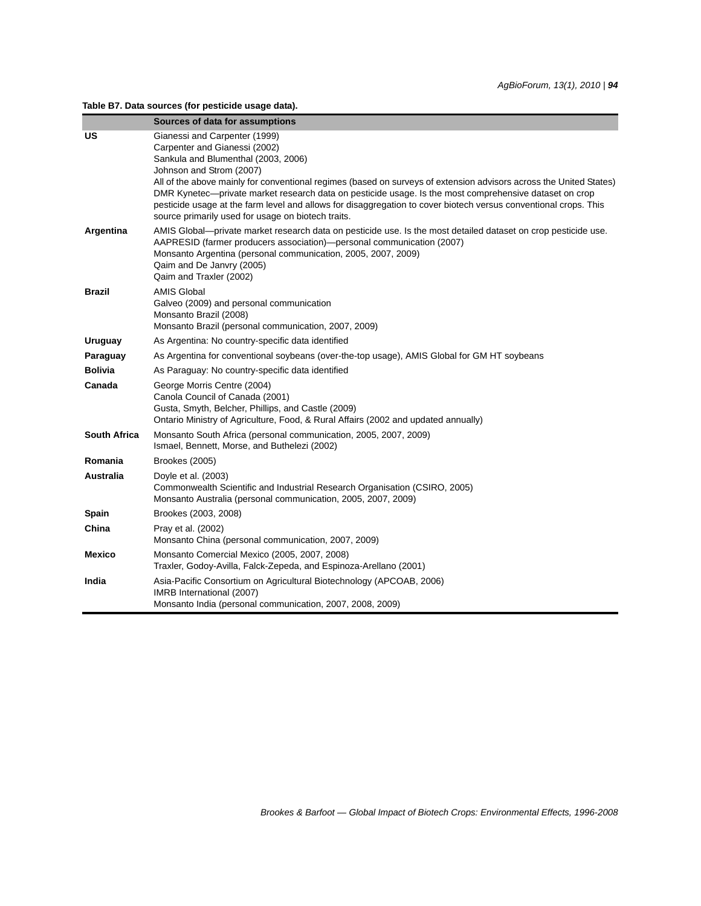**Table B7. Data sources (for pesticide usage data).**

| | Sources of data for assumptions |
|---|---|
| **US** | Gianessi and Carpenter (1999)<br>Carpenter and Gianessi (2002)<br>Sankula and Blumenthal (2003, 2006)<br>Johnson and Strom (2007)<br>All of the above mainly for conventional regimes (based on surveys of extension advisors across the United States)<br>DMR Kynetec—private market research data on pesticide usage. Is the most comprehensive dataset on crop pesticide usage at the farm level and allows for disaggregation to cover biotech versus conventional crops. This source primarily used for usage on biotech traits. |
| **Argentina** | AMIS Global—private market research data on pesticide use. Is the most detailed dataset on crop pesticide use.<br>AAPRESID (farmer producers association)—personal communication (2007)<br>Monsanto Argentina (personal communication, 2005, 2007, 2009)<br>Qaim and De Janvry (2005)<br>Qaim and Traxler (2002) |
| **Brazil** | AMIS Global<br>Galveo (2009) and personal communication<br>Monsanto Brazil (2008)<br>Monsanto Brazil (personal communication, 2007, 2009) |
| **Uruguay** | As Argentina: No country-specific data identified |
| **Paraguay** | As Argentina for conventional soybeans (over-the-top usage), AMIS Global for GM HT soybeans |
| **Bolivia** | As Paraguay: No country-specific data identified |
| **Canada** | George Morris Centre (2004)<br>Canola Council of Canada (2001)<br>Gusta, Smyth, Belcher, Phillips, and Castle (2009)<br>Ontario Ministry of Agriculture, Food, & Rural Affairs (2002 and updated annually) |
| **South Africa** | Monsanto South Africa (personal communication, 2005, 2007, 2009)<br>Ismael, Bennett, Morse, and Buthelezi (2002) |
| **Romania** | Brookes (2005) |
| **Australia** | Doyle et al. (2003)<br>Commonwealth Scientific and Industrial Research Organisation (CSIRO, 2005)<br>Monsanto Australia (personal communication, 2005, 2007, 2009) |
| **Spain** | Brookes (2003, 2008) |
| **China** | Pray et al. (2002)<br>Monsanto China (personal communication, 2007, 2009) |
| **Mexico** | Monsanto Comercial Mexico (2005, 2007, 2008)<br>Traxler, Godoy-Avilla, Falck-Zepeda, and Espinoza-Arellano (2001) |
| **India** | Asia-Pacific Consortium on Agricultural Biotechnology (APCOAB, 2006)<br>IMRB International (2007)<br>Monsanto India (personal communication, 2007, 2008, 2009) |